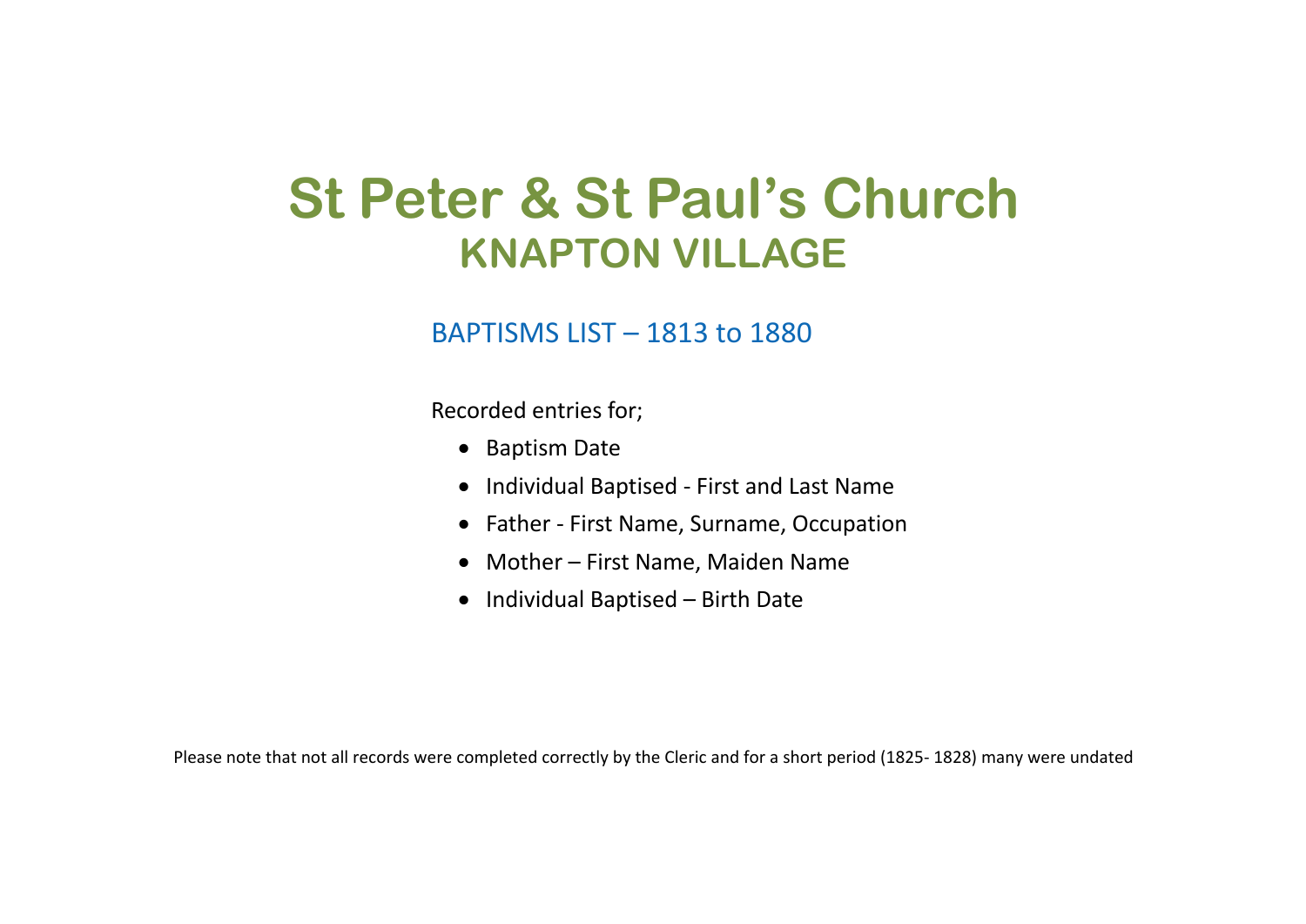# St Peter & St Paul's Church
## KNAPTON VILLAGE

BAPTISMS LIST – 1813 to 1880

Recorded entries for;

- Baptism Date
- Individual Baptised - First and Last Name
- Father - First Name, Surname, Occupation
- Mother – First Name, Maiden Name
- Individual Baptised – Birth Date

Please note that not all records were completed correctly by the Cleric and for a short period (1825- 1828) many were undated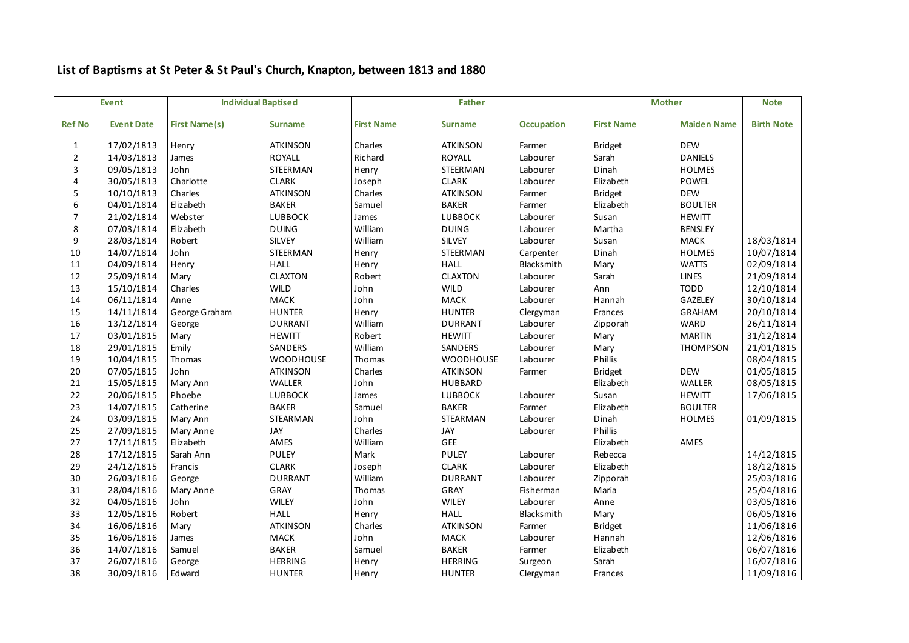# List of Baptisms at St Peter & St Paul's Church, Knapton, between 1813 and 1880

| Event | | Individual Baptised | | Father | | | Mother | | Note |
|---|---|---|---|---|---|---|---|---|---|
| Ref No | Event Date | First Name(s) | Surname | First Name | Surname | Occupation | First Name | Maiden Name | Birth Note |
| 1 | 17/02/1813 | Henry | ATKINSON | Charles | ATKINSON | Farmer | Bridget | DEW | |
| 2 | 14/03/1813 | James | ROYALL | Richard | ROYALL | Labourer | Sarah | DANIELS | |
| 3 | 09/05/1813 | John | STEERMAN | Henry | STEERMAN | Labourer | Dinah | HOLMES | |
| 4 | 30/05/1813 | Charlotte | CLARK | Joseph | CLARK | Labourer | Elizabeth | POWEL | |
| 5 | 10/10/1813 | Charles | ATKINSON | Charles | ATKINSON | Farmer | Bridget | DEW | |
| 6 | 04/01/1814 | Elizabeth | BAKER | Samuel | BAKER | Farmer | Elizabeth | BOULTER | |
| 7 | 21/02/1814 | Webster | LUBBOCK | James | LUBBOCK | Labourer | Susan | HEWITT | |
| 8 | 07/03/1814 | Elizabeth | DUING | William | DUING | Labourer | Martha | BENSLEY | |
| 9 | 28/03/1814 | Robert | SILVEY | William | SILVEY | Labourer | Susan | MACK | 18/03/1814 |
| 10 | 14/07/1814 | John | STEERMAN | Henry | STEERMAN | Carpenter | Dinah | HOLMES | 10/07/1814 |
| 11 | 04/09/1814 | Henry | HALL | Henry | HALL | Blacksmith | Mary | WATTS | 02/09/1814 |
| 12 | 25/09/1814 | Mary | CLAXTON | Robert | CLAXTON | Labourer | Sarah | LINES | 21/09/1814 |
| 13 | 15/10/1814 | Charles | WILD | John | WILD | Labourer | Ann | TODD | 12/10/1814 |
| 14 | 06/11/1814 | Anne | MACK | John | MACK | Labourer | Hannah | GAZELEY | 30/10/1814 |
| 15 | 14/11/1814 | George Graham | HUNTER | Henry | HUNTER | Clergyman | Frances | GRAHAM | 20/10/1814 |
| 16 | 13/12/1814 | George | DURRANT | William | DURRANT | Labourer | Zipporah | WARD | 26/11/1814 |
| 17 | 03/01/1815 | Mary | HEWITT | Robert | HEWITT | Labourer | Mary | MARTIN | 31/12/1814 |
| 18 | 29/01/1815 | Emily | SANDERS | William | SANDERS | Labourer | Mary | THOMPSON | 21/01/1815 |
| 19 | 10/04/1815 | Thomas | WOODHOUSE | Thomas | WOODHOUSE | Labourer | Phillis | | 08/04/1815 |
| 20 | 07/05/1815 | John | ATKINSON | Charles | ATKINSON | Farmer | Bridget | DEW | 01/05/1815 |
| 21 | 15/05/1815 | Mary Ann | WALLER | John | HUBBARD | | Elizabeth | WALLER | 08/05/1815 |
| 22 | 20/06/1815 | Phoebe | LUBBOCK | James | LUBBOCK | Labourer | Susan | HEWITT | 17/06/1815 |
| 23 | 14/07/1815 | Catherine | BAKER | Samuel | BAKER | Farmer | Elizabeth | BOULTER | |
| 24 | 03/09/1815 | Mary Ann | STEARMAN | John | STEARMAN | Labourer | Dinah | HOLMES | 01/09/1815 |
| 25 | 27/09/1815 | Mary Anne | JAY | Charles | JAY | Labourer | Phillis | | |
| 27 | 17/11/1815 | Elizabeth | AMES | William | GEE | | Elizabeth | AMES | |
| 28 | 17/12/1815 | Sarah Ann | PULEY | Mark | PULEY | Labourer | Rebecca | | 14/12/1815 |
| 29 | 24/12/1815 | Francis | CLARK | Joseph | CLARK | Labourer | Elizabeth | | 18/12/1815 |
| 30 | 26/03/1816 | George | DURRANT | William | DURRANT | Labourer | Zipporah | | 25/03/1816 |
| 31 | 28/04/1816 | Mary Anne | GRAY | Thomas | GRAY | Fisherman | Maria | | 25/04/1816 |
| 32 | 04/05/1816 | John | WILEY | John | WILEY | Labourer | Anne | | 03/05/1816 |
| 33 | 12/05/1816 | Robert | HALL | Henry | HALL | Blacksmith | Mary | | 06/05/1816 |
| 34 | 16/06/1816 | Mary | ATKINSON | Charles | ATKINSON | Farmer | Bridget | | 11/06/1816 |
| 35 | 16/06/1816 | James | MACK | John | MACK | Labourer | Hannah | | 12/06/1816 |
| 36 | 14/07/1816 | Samuel | BAKER | Samuel | BAKER | Farmer | Elizabeth | | 06/07/1816 |
| 37 | 26/07/1816 | George | HERRING | Henry | HERRING | Surgeon | Sarah | | 16/07/1816 |
| 38 | 30/09/1816 | Edward | HUNTER | Henry | HUNTER | Clergyman | Frances | | 11/09/1816 |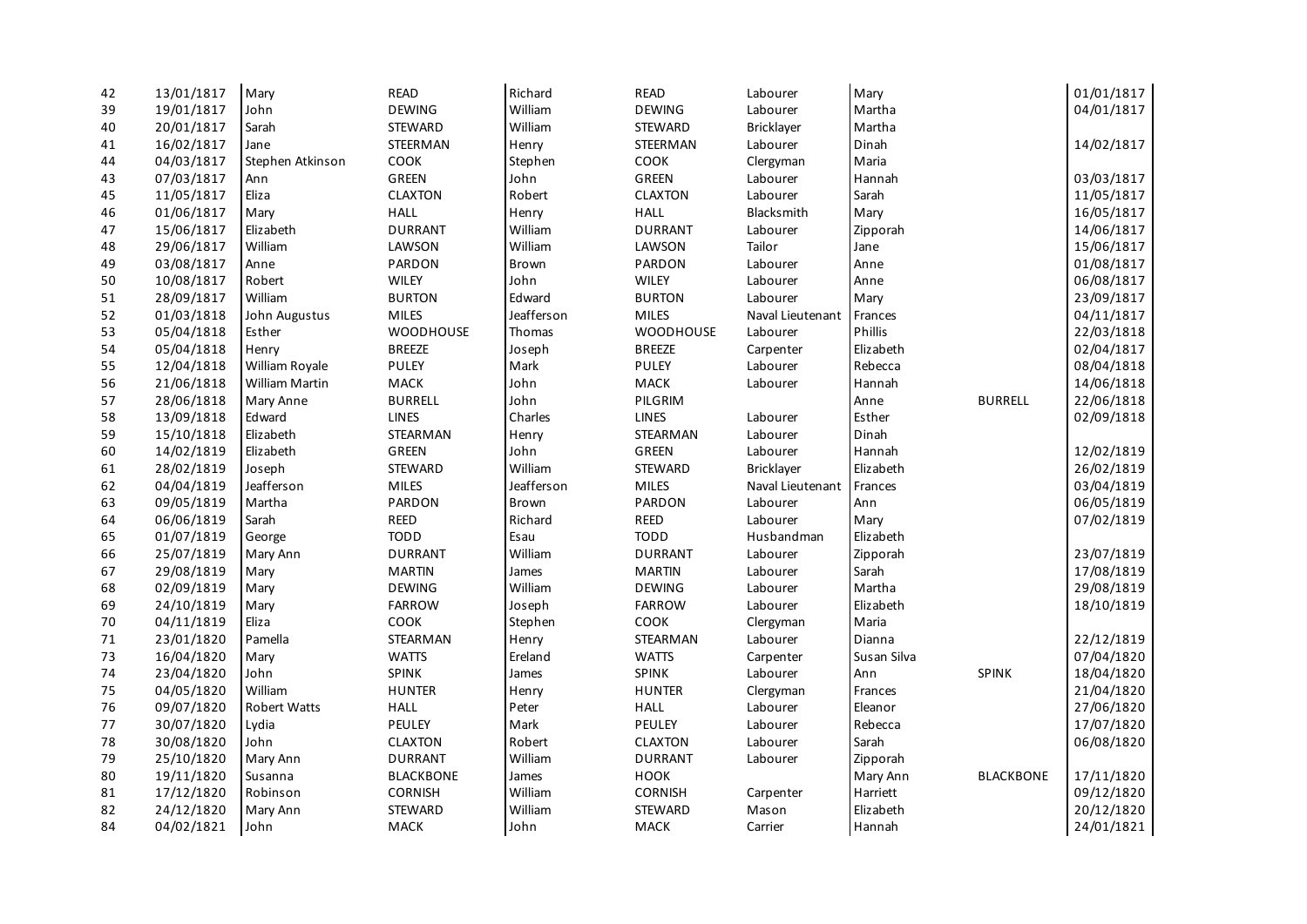| | | | | | | | | | |
|---|---|---|---|---|---|---|---|---|---|
| 42 | 13/01/1817 | Mary | READ | Richard | READ | Labourer | Mary | | 01/01/1817 |
| 39 | 19/01/1817 | John | DEWING | William | DEWING | Labourer | Martha | | 04/01/1817 |
| 40 | 20/01/1817 | Sarah | STEWARD | William | STEWARD | Bricklayer | Martha | | |
| 41 | 16/02/1817 | Jane | STEERMAN | Henry | STEERMAN | Labourer | Dinah | | 14/02/1817 |
| 44 | 04/03/1817 | Stephen Atkinson | COOK | Stephen | COOK | Clergyman | Maria | | |
| 43 | 07/03/1817 | Ann | GREEN | John | GREEN | Labourer | Hannah | | 03/03/1817 |
| 45 | 11/05/1817 | Eliza | CLAXTON | Robert | CLAXTON | Labourer | Sarah | | 11/05/1817 |
| 46 | 01/06/1817 | Mary | HALL | Henry | HALL | Blacksmith | Mary | | 16/05/1817 |
| 47 | 15/06/1817 | Elizabeth | DURRANT | William | DURRANT | Labourer | Zipporah | | 14/06/1817 |
| 48 | 29/06/1817 | William | LAWSON | William | LAWSON | Tailor | Jane | | 15/06/1817 |
| 49 | 03/08/1817 | Anne | PARDON | Brown | PARDON | Labourer | Anne | | 01/08/1817 |
| 50 | 10/08/1817 | Robert | WILEY | John | WILEY | Labourer | Anne | | 06/08/1817 |
| 51 | 28/09/1817 | William | BURTON | Edward | BURTON | Labourer | Mary | | 23/09/1817 |
| 52 | 01/03/1818 | John Augustus | MILES | Jeafferson | MILES | Naval Lieutenant | Frances | | 04/11/1817 |
| 53 | 05/04/1818 | Esther | WOODHOUSE | Thomas | WOODHOUSE | Labourer | Phillis | | 22/03/1818 |
| 54 | 05/04/1818 | Henry | BREEZE | Joseph | BREEZE | Carpenter | Elizabeth | | 02/04/1817 |
| 55 | 12/04/1818 | William Royale | PULEY | Mark | PULEY | Labourer | Rebecca | | 08/04/1818 |
| 56 | 21/06/1818 | William Martin | MACK | John | MACK | Labourer | Hannah | | 14/06/1818 |
| 57 | 28/06/1818 | Mary Anne | BURRELL | John | PILGRIM | | Anne | BURRELL | 22/06/1818 |
| 58 | 13/09/1818 | Edward | LINES | Charles | LINES | Labourer | Esther | | 02/09/1818 |
| 59 | 15/10/1818 | Elizabeth | STEARMAN | Henry | STEARMAN | Labourer | Dinah | | |
| 60 | 14/02/1819 | Elizabeth | GREEN | John | GREEN | Labourer | Hannah | | 12/02/1819 |
| 61 | 28/02/1819 | Joseph | STEWARD | William | STEWARD | Bricklayer | Elizabeth | | 26/02/1819 |
| 62 | 04/04/1819 | Jeafferson | MILES | Jeafferson | MILES | Naval Lieutenant | Frances | | 03/04/1819 |
| 63 | 09/05/1819 | Martha | PARDON | Brown | PARDON | Labourer | Ann | | 06/05/1819 |
| 64 | 06/06/1819 | Sarah | REED | Richard | REED | Labourer | Mary | | 07/02/1819 |
| 65 | 01/07/1819 | George | TODD | Esau | TODD | Husbandman | Elizabeth | | |
| 66 | 25/07/1819 | Mary Ann | DURRANT | William | DURRANT | Labourer | Zipporah | | 23/07/1819 |
| 67 | 29/08/1819 | Mary | MARTIN | James | MARTIN | Labourer | Sarah | | 17/08/1819 |
| 68 | 02/09/1819 | Mary | DEWING | William | DEWING | Labourer | Martha | | 29/08/1819 |
| 69 | 24/10/1819 | Mary | FARROW | Joseph | FARROW | Labourer | Elizabeth | | 18/10/1819 |
| 70 | 04/11/1819 | Eliza | COOK | Stephen | COOK | Clergyman | Maria | | |
| 71 | 23/01/1820 | Pamella | STEARMAN | Henry | STEARMAN | Labourer | Dianna | | 22/12/1819 |
| 73 | 16/04/1820 | Mary | WATTS | Ereland | WATTS | Carpenter | Susan Silva | | 07/04/1820 |
| 74 | 23/04/1820 | John | SPINK | James | SPINK | Labourer | Ann | SPINK | 18/04/1820 |
| 75 | 04/05/1820 | William | HUNTER | Henry | HUNTER | Clergyman | Frances | | 21/04/1820 |
| 76 | 09/07/1820 | Robert Watts | HALL | Peter | HALL | Labourer | Eleanor | | 27/06/1820 |
| 77 | 30/07/1820 | Lydia | PEULEY | Mark | PEULEY | Labourer | Rebecca | | 17/07/1820 |
| 78 | 30/08/1820 | John | CLAXTON | Robert | CLAXTON | Labourer | Sarah | | 06/08/1820 |
| 79 | 25/10/1820 | Mary Ann | DURRANT | William | DURRANT | Labourer | Zipporah | | |
| 80 | 19/11/1820 | Susanna | BLACKBONE | James | HOOK | | Mary Ann | BLACKBONE | 17/11/1820 |
| 81 | 17/12/1820 | Robinson | CORNISH | William | CORNISH | Carpenter | Harriett | | 09/12/1820 |
| 82 | 24/12/1820 | Mary Ann | STEWARD | William | STEWARD | Mason | Elizabeth | | 20/12/1820 |
| 84 | 04/02/1821 | John | MACK | John | MACK | Carrier | Hannah | | 24/01/1821 |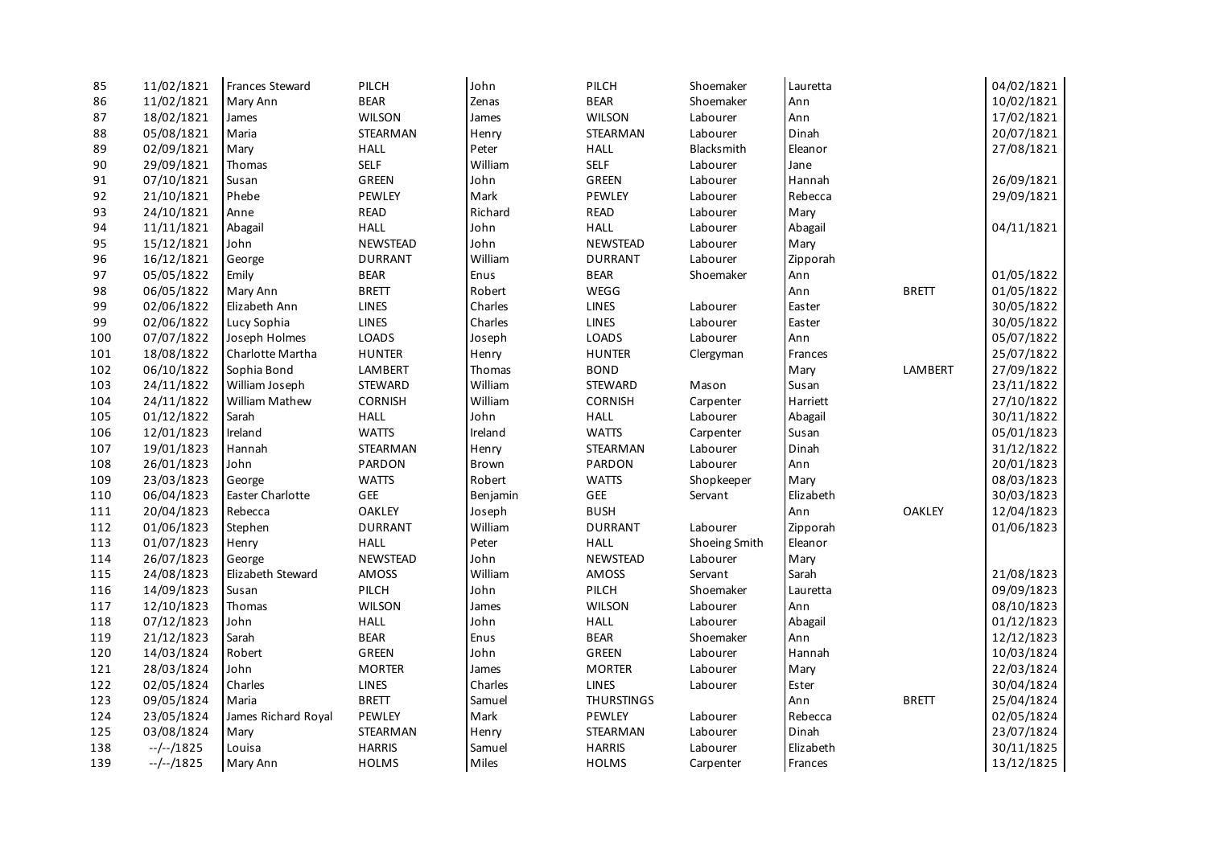| | | | | | | | | | |
|---|---|---|---|---|---|---|---|---|---|
| 85 | 11/02/1821 | Frances Steward | PILCH | John | PILCH | Shoemaker | Lauretta | | 04/02/1821 |
| 86 | 11/02/1821 | Mary Ann | BEAR | Zenas | BEAR | Shoemaker | Ann | | 10/02/1821 |
| 87 | 18/02/1821 | James | WILSON | James | WILSON | Labourer | Ann | | 17/02/1821 |
| 88 | 05/08/1821 | Maria | STEARMAN | Henry | STEARMAN | Labourer | Dinah | | 20/07/1821 |
| 89 | 02/09/1821 | Mary | HALL | Peter | HALL | Blacksmith | Eleanor | | 27/08/1821 |
| 90 | 29/09/1821 | Thomas | SELF | William | SELF | Labourer | Jane | | |
| 91 | 07/10/1821 | Susan | GREEN | John | GREEN | Labourer | Hannah | | 26/09/1821 |
| 92 | 21/10/1821 | Phebe | PEWLEY | Mark | PEWLEY | Labourer | Rebecca | | 29/09/1821 |
| 93 | 24/10/1821 | Anne | READ | Richard | READ | Labourer | Mary | | |
| 94 | 11/11/1821 | Abagail | HALL | John | HALL | Labourer | Abagail | | 04/11/1821 |
| 95 | 15/12/1821 | John | NEWSTEAD | John | NEWSTEAD | Labourer | Mary | | |
| 96 | 16/12/1821 | George | DURRANT | William | DURRANT | Labourer | Zipporah | | |
| 97 | 05/05/1822 | Emily | BEAR | Enus | BEAR | Shoemaker | Ann | | 01/05/1822 |
| 98 | 06/05/1822 | Mary Ann | BRETT | Robert | WEGG | | Ann | BRETT | 01/05/1822 |
| 99 | 02/06/1822 | Elizabeth Ann | LINES | Charles | LINES | Labourer | Easter | | 30/05/1822 |
| 99 | 02/06/1822 | Lucy Sophia | LINES | Charles | LINES | Labourer | Easter | | 30/05/1822 |
| 100 | 07/07/1822 | Joseph Holmes | LOADS | Joseph | LOADS | Labourer | Ann | | 05/07/1822 |
| 101 | 18/08/1822 | Charlotte Martha | HUNTER | Henry | HUNTER | Clergyman | Frances | | 25/07/1822 |
| 102 | 06/10/1822 | Sophia Bond | LAMBERT | Thomas | BOND | | Mary | LAMBERT | 27/09/1822 |
| 103 | 24/11/1822 | William Joseph | STEWARD | William | STEWARD | Mason | Susan | | 23/11/1822 |
| 104 | 24/11/1822 | William Mathew | CORNISH | William | CORNISH | Carpenter | Harriett | | 27/10/1822 |
| 105 | 01/12/1822 | Sarah | HALL | John | HALL | Labourer | Abagail | | 30/11/1822 |
| 106 | 12/01/1823 | Ireland | WATTS | Ireland | WATTS | Carpenter | Susan | | 05/01/1823 |
| 107 | 19/01/1823 | Hannah | STEARMAN | Henry | STEARMAN | Labourer | Dinah | | 31/12/1822 |
| 108 | 26/01/1823 | John | PARDON | Brown | PARDON | Labourer | Ann | | 20/01/1823 |
| 109 | 23/03/1823 | George | WATTS | Robert | WATTS | Shopkeeper | Mary | | 08/03/1823 |
| 110 | 06/04/1823 | Easter Charlotte | GEE | Benjamin | GEE | Servant | Elizabeth | | 30/03/1823 |
| 111 | 20/04/1823 | Rebecca | OAKLEY | Joseph | BUSH | | Ann | OAKLEY | 12/04/1823 |
| 112 | 01/06/1823 | Stephen | DURRANT | William | DURRANT | Labourer | Zipporah | | 01/06/1823 |
| 113 | 01/07/1823 | Henry | HALL | Peter | HALL | Shoeing Smith | Eleanor | | |
| 114 | 26/07/1823 | George | NEWSTEAD | John | NEWSTEAD | Labourer | Mary | | |
| 115 | 24/08/1823 | Elizabeth Steward | AMOSS | William | AMOSS | Servant | Sarah | | 21/08/1823 |
| 116 | 14/09/1823 | Susan | PILCH | John | PILCH | Shoemaker | Lauretta | | 09/09/1823 |
| 117 | 12/10/1823 | Thomas | WILSON | James | WILSON | Labourer | Ann | | 08/10/1823 |
| 118 | 07/12/1823 | John | HALL | John | HALL | Labourer | Abagail | | 01/12/1823 |
| 119 | 21/12/1823 | Sarah | BEAR | Enus | BEAR | Shoemaker | Ann | | 12/12/1823 |
| 120 | 14/03/1824 | Robert | GREEN | John | GREEN | Labourer | Hannah | | 10/03/1824 |
| 121 | 28/03/1824 | John | MORTER | James | MORTER | Labourer | Mary | | 22/03/1824 |
| 122 | 02/05/1824 | Charles | LINES | Charles | LINES | Labourer | Ester | | 30/04/1824 |
| 123 | 09/05/1824 | Maria | BRETT | Samuel | THURSTINGS | | Ann | BRETT | 25/04/1824 |
| 124 | 23/05/1824 | James Richard Royal | PEWLEY | Mark | PEWLEY | Labourer | Rebecca | | 02/05/1824 |
| 125 | 03/08/1824 | Mary | STEARMAN | Henry | STEARMAN | Labourer | Dinah | | 23/07/1824 |
| 138 | --/--/1825 | Louisa | HARRIS | Samuel | HARRIS | Labourer | Elizabeth | | 30/11/1825 |
| 139 | --/--/1825 | Mary Ann | HOLMS | Miles | HOLMS | Carpenter | Frances | | 13/12/1825 |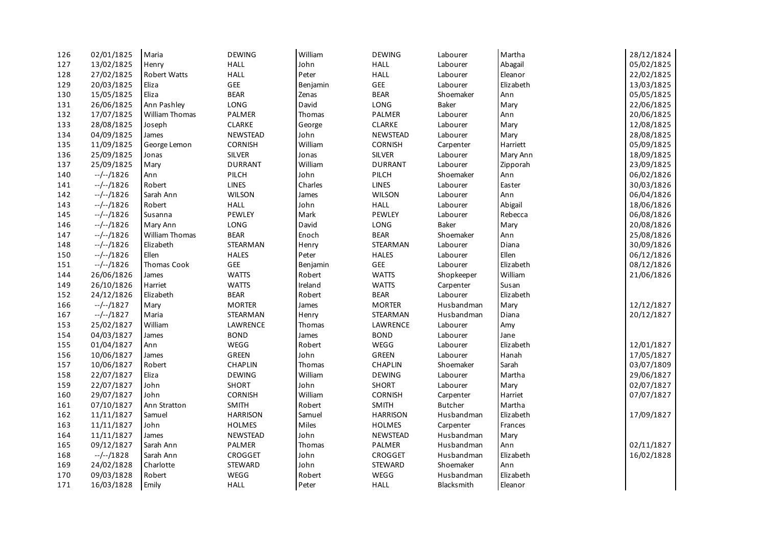| | | | | | | | | | |
|---|---|---|---|---|---|---|---|---|---|
| 126 | 02/01/1825 | Maria | DEWING | William | DEWING | Labourer | Martha | | 28/12/1824 |
| 127 | 13/02/1825 | Henry | HALL | John | HALL | Labourer | Abagail | | 05/02/1825 |
| 128 | 27/02/1825 | Robert Watts | HALL | Peter | HALL | Labourer | Eleanor | | 22/02/1825 |
| 129 | 20/03/1825 | Eliza | GEE | Benjamin | GEE | Labourer | Elizabeth | | 13/03/1825 |
| 130 | 15/05/1825 | Eliza | BEAR | Zenas | BEAR | Shoemaker | Ann | | 05/05/1825 |
| 131 | 26/06/1825 | Ann Pashley | LONG | David | LONG | Baker | Mary | | 22/06/1825 |
| 132 | 17/07/1825 | William Thomas | PALMER | Thomas | PALMER | Labourer | Ann | | 20/06/1825 |
| 133 | 28/08/1825 | Joseph | CLARKE | George | CLARKE | Labourer | Mary | | 12/08/1825 |
| 134 | 04/09/1825 | James | NEWSTEAD | John | NEWSTEAD | Labourer | Mary | | 28/08/1825 |
| 135 | 11/09/1825 | George Lemon | CORNISH | William | CORNISH | Carpenter | Harriett | | 05/09/1825 |
| 136 | 25/09/1825 | Jonas | SILVER | Jonas | SILVER | Labourer | Mary Ann | | 18/09/1825 |
| 137 | 25/09/1825 | Mary | DURRANT | William | DURRANT | Labourer | Zipporah | | 23/09/1825 |
| 140 | --/--/1826 | Ann | PILCH | John | PILCH | Shoemaker | Ann | | 06/02/1826 |
| 141 | --/--/1826 | Robert | LINES | Charles | LINES | Labourer | Easter | | 30/03/1826 |
| 142 | --/--/1826 | Sarah Ann | WILSON | James | WILSON | Labourer | Ann | | 06/04/1826 |
| 143 | --/--/1826 | Robert | HALL | John | HALL | Labourer | Abigail | | 18/06/1826 |
| 145 | --/--/1826 | Susanna | PEWLEY | Mark | PEWLEY | Labourer | Rebecca | | 06/08/1826 |
| 146 | --/--/1826 | Mary Ann | LONG | David | LONG | Baker | Mary | | 20/08/1826 |
| 147 | --/--/1826 | William Thomas | BEAR | Enoch | BEAR | Shoemaker | Ann | | 25/08/1826 |
| 148 | --/--/1826 | Elizabeth | STEARMAN | Henry | STEARMAN | Labourer | Diana | | 30/09/1826 |
| 150 | --/--/1826 | Ellen | HALES | Peter | HALES | Labourer | Ellen | | 06/12/1826 |
| 151 | --/--/1826 | Thomas Cook | GEE | Benjamin | GEE | Labourer | Elizabeth | | 08/12/1826 |
| 144 | 26/06/1826 | James | WATTS | Robert | WATTS | Shopkeeper | William | | 21/06/1826 |
| 149 | 26/10/1826 | Harriet | WATTS | Ireland | WATTS | Carpenter | Susan | | |
| 152 | 24/12/1826 | Elizabeth | BEAR | Robert | BEAR | Labourer | Elizabeth | | |
| 166 | --/--/1827 | Mary | MORTER | James | MORTER | Husbandman | Mary | | 12/12/1827 |
| 167 | --/--/1827 | Maria | STEARMAN | Henry | STEARMAN | Husbandman | Diana | | 20/12/1827 |
| 153 | 25/02/1827 | William | LAWRENCE | Thomas | LAWRENCE | Labourer | Amy | | |
| 154 | 04/03/1827 | James | BOND | James | BOND | Labourer | Jane | | |
| 155 | 01/04/1827 | Ann | WEGG | Robert | WEGG | Labourer | Elizabeth | | 12/01/1827 |
| 156 | 10/06/1827 | James | GREEN | John | GREEN | Labourer | Hanah | | 17/05/1827 |
| 157 | 10/06/1827 | Robert | CHAPLIN | Thomas | CHAPLIN | Shoemaker | Sarah | | 03/07/1809 |
| 158 | 22/07/1827 | Eliza | DEWING | William | DEWING | Labourer | Martha | | 29/06/1827 |
| 159 | 22/07/1827 | John | SHORT | John | SHORT | Labourer | Mary | | 02/07/1827 |
| 160 | 29/07/1827 | John | CORNISH | William | CORNISH | Carpenter | Harriet | | 07/07/1827 |
| 161 | 07/10/1827 | Ann Stratton | SMITH | Robert | SMITH | Butcher | Martha | | |
| 162 | 11/11/1827 | Samuel | HARRISON | Samuel | HARRISON | Husbandman | Elizabeth | | 17/09/1827 |
| 163 | 11/11/1827 | John | HOLMES | Miles | HOLMES | Carpenter | Frances | | |
| 164 | 11/11/1827 | James | NEWSTEAD | John | NEWSTEAD | Husbandman | Mary | | |
| 165 | 09/12/1827 | Sarah Ann | PALMER | Thomas | PALMER | Husbandman | Ann | | 02/11/1827 |
| 168 | --/--/1828 | Sarah Ann | CROGGET | John | CROGGET | Husbandman | Elizabeth | | 16/02/1828 |
| 169 | 24/02/1828 | Charlotte | STEWARD | John | STEWARD | Shoemaker | Ann | | |
| 170 | 09/03/1828 | Robert | WEGG | Robert | WEGG | Husbandman | Elizabeth | | |
| 171 | 16/03/1828 | Emily | HALL | Peter | HALL | Blacksmith | Eleanor | | |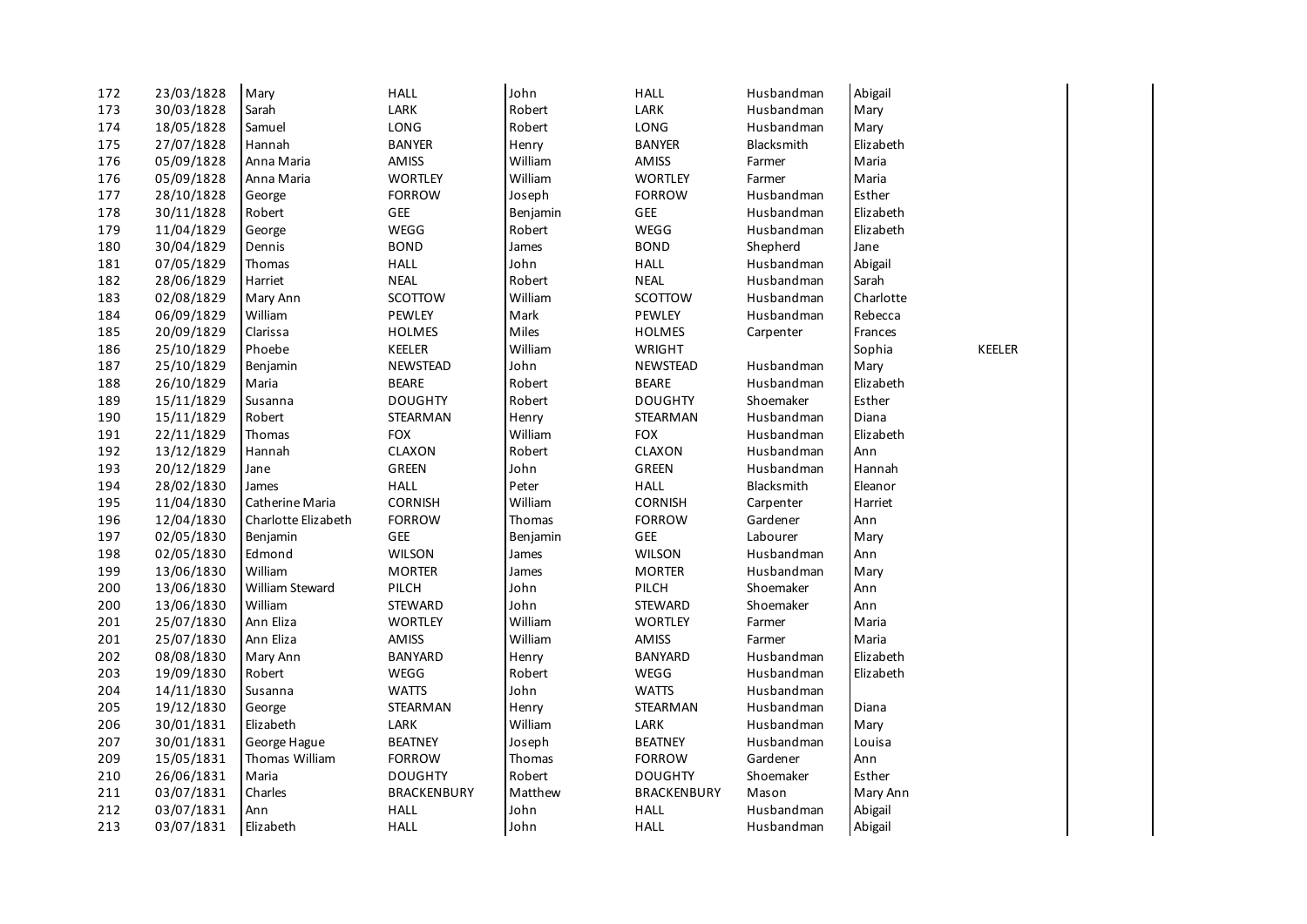| | | | | | | | | |
|---|---|---|---|---|---|---|---|---|
| 172 | 23/03/1828 | Mary | HALL | John | HALL | Husbandman | Abigail | |
| 173 | 30/03/1828 | Sarah | LARK | Robert | LARK | Husbandman | Mary | |
| 174 | 18/05/1828 | Samuel | LONG | Robert | LONG | Husbandman | Mary | |
| 175 | 27/07/1828 | Hannah | BANYER | Henry | BANYER | Blacksmith | Elizabeth | |
| 176 | 05/09/1828 | Anna Maria | AMISS | William | AMISS | Farmer | Maria | |
| 176 | 05/09/1828 | Anna Maria | WORTLEY | William | WORTLEY | Farmer | Maria | |
| 177 | 28/10/1828 | George | FORROW | Joseph | FORROW | Husbandman | Esther | |
| 178 | 30/11/1828 | Robert | GEE | Benjamin | GEE | Husbandman | Elizabeth | |
| 179 | 11/04/1829 | George | WEGG | Robert | WEGG | Husbandman | Elizabeth | |
| 180 | 30/04/1829 | Dennis | BOND | James | BOND | Shepherd | Jane | |
| 181 | 07/05/1829 | Thomas | HALL | John | HALL | Husbandman | Abigail | |
| 182 | 28/06/1829 | Harriet | NEAL | Robert | NEAL | Husbandman | Sarah | |
| 183 | 02/08/1829 | Mary Ann | SCOTTOW | William | SCOTTOW | Husbandman | Charlotte | |
| 184 | 06/09/1829 | William | PEWLEY | Mark | PEWLEY | Husbandman | Rebecca | |
| 185 | 20/09/1829 | Clarissa | HOLMES | Miles | HOLMES | Carpenter | Frances | |
| 186 | 25/10/1829 | Phoebe | KEELER | William | WRIGHT | | Sophia | KEELER |
| 187 | 25/10/1829 | Benjamin | NEWSTEAD | John | NEWSTEAD | Husbandman | Mary | |
| 188 | 26/10/1829 | Maria | BEARE | Robert | BEARE | Husbandman | Elizabeth | |
| 189 | 15/11/1829 | Susanna | DOUGHTY | Robert | DOUGHTY | Shoemaker | Esther | |
| 190 | 15/11/1829 | Robert | STEARMAN | Henry | STEARMAN | Husbandman | Diana | |
| 191 | 22/11/1829 | Thomas | FOX | William | FOX | Husbandman | Elizabeth | |
| 192 | 13/12/1829 | Hannah | CLAXON | Robert | CLAXON | Husbandman | Ann | |
| 193 | 20/12/1829 | Jane | GREEN | John | GREEN | Husbandman | Hannah | |
| 194 | 28/02/1830 | James | HALL | Peter | HALL | Blacksmith | Eleanor | |
| 195 | 11/04/1830 | Catherine Maria | CORNISH | William | CORNISH | Carpenter | Harriet | |
| 196 | 12/04/1830 | Charlotte Elizabeth | FORROW | Thomas | FORROW | Gardener | Ann | |
| 197 | 02/05/1830 | Benjamin | GEE | Benjamin | GEE | Labourer | Mary | |
| 198 | 02/05/1830 | Edmond | WILSON | James | WILSON | Husbandman | Ann | |
| 199 | 13/06/1830 | William | MORTER | James | MORTER | Husbandman | Mary | |
| 200 | 13/06/1830 | William Steward | PILCH | John | PILCH | Shoemaker | Ann | |
| 200 | 13/06/1830 | William | STEWARD | John | STEWARD | Shoemaker | Ann | |
| 201 | 25/07/1830 | Ann Eliza | WORTLEY | William | WORTLEY | Farmer | Maria | |
| 201 | 25/07/1830 | Ann Eliza | AMISS | William | AMISS | Farmer | Maria | |
| 202 | 08/08/1830 | Mary Ann | BANYARD | Henry | BANYARD | Husbandman | Elizabeth | |
| 203 | 19/09/1830 | Robert | WEGG | Robert | WEGG | Husbandman | Elizabeth | |
| 204 | 14/11/1830 | Susanna | WATTS | John | WATTS | Husbandman | | |
| 205 | 19/12/1830 | George | STEARMAN | Henry | STEARMAN | Husbandman | Diana | |
| 206 | 30/01/1831 | Elizabeth | LARK | William | LARK | Husbandman | Mary | |
| 207 | 30/01/1831 | George Hague | BEATNEY | Joseph | BEATNEY | Husbandman | Louisa | |
| 209 | 15/05/1831 | Thomas William | FORROW | Thomas | FORROW | Gardener | Ann | |
| 210 | 26/06/1831 | Maria | DOUGHTY | Robert | DOUGHTY | Shoemaker | Esther | |
| 211 | 03/07/1831 | Charles | BRACKENBURY | Matthew | BRACKENBURY | Mason | Mary Ann | |
| 212 | 03/07/1831 | Ann | HALL | John | HALL | Husbandman | Abigail | |
| 213 | 03/07/1831 | Elizabeth | HALL | John | HALL | Husbandman | Abigail | |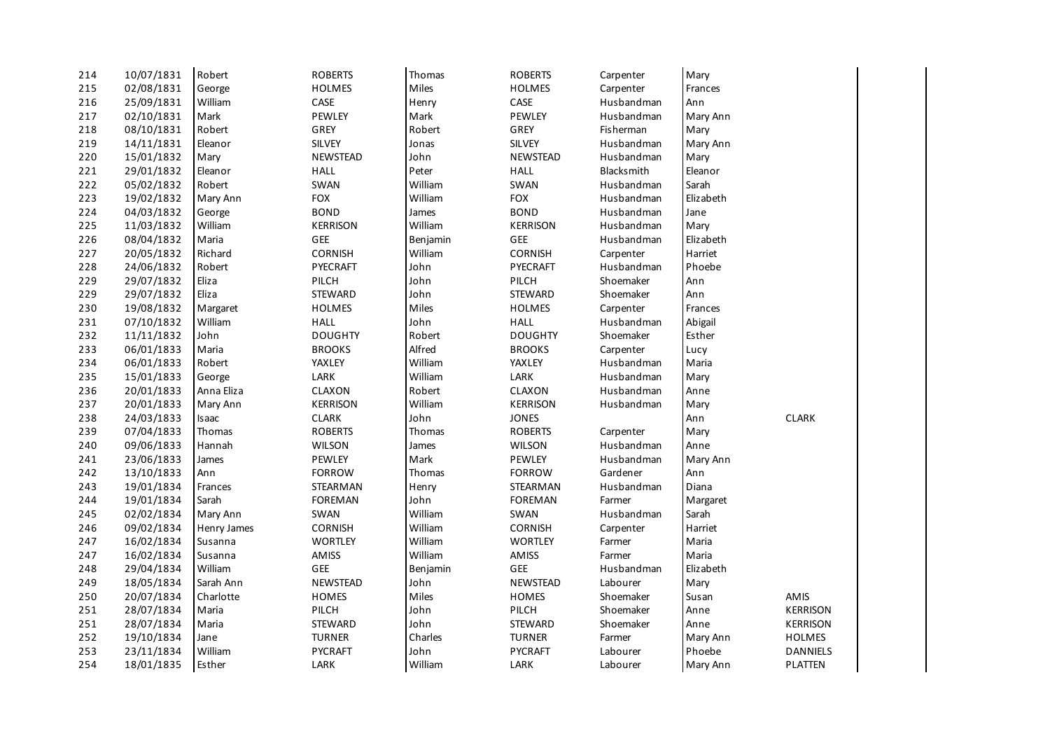| | | | | | | | | |
|---|---|---|---|---|---|---|---|---|
| 214 | 10/07/1831 | Robert | ROBERTS | Thomas | ROBERTS | Carpenter | Mary | |
| 215 | 02/08/1831 | George | HOLMES | Miles | HOLMES | Carpenter | Frances | |
| 216 | 25/09/1831 | William | CASE | Henry | CASE | Husbandman | Ann | |
| 217 | 02/10/1831 | Mark | PEWLEY | Mark | PEWLEY | Husbandman | Mary Ann | |
| 218 | 08/10/1831 | Robert | GREY | Robert | GREY | Fisherman | Mary | |
| 219 | 14/11/1831 | Eleanor | SILVEY | Jonas | SILVEY | Husbandman | Mary Ann | |
| 220 | 15/01/1832 | Mary | NEWSTEAD | John | NEWSTEAD | Husbandman | Mary | |
| 221 | 29/01/1832 | Eleanor | HALL | Peter | HALL | Blacksmith | Eleanor | |
| 222 | 05/02/1832 | Robert | SWAN | William | SWAN | Husbandman | Sarah | |
| 223 | 19/02/1832 | Mary Ann | FOX | William | FOX | Husbandman | Elizabeth | |
| 224 | 04/03/1832 | George | BOND | James | BOND | Husbandman | Jane | |
| 225 | 11/03/1832 | William | KERRISON | William | KERRISON | Husbandman | Mary | |
| 226 | 08/04/1832 | Maria | GEE | Benjamin | GEE | Husbandman | Elizabeth | |
| 227 | 20/05/1832 | Richard | CORNISH | William | CORNISH | Carpenter | Harriet | |
| 228 | 24/06/1832 | Robert | PYECRAFT | John | PYECRAFT | Husbandman | Phoebe | |
| 229 | 29/07/1832 | Eliza | PILCH | John | PILCH | Shoemaker | Ann | |
| 229 | 29/07/1832 | Eliza | STEWARD | John | STEWARD | Shoemaker | Ann | |
| 230 | 19/08/1832 | Margaret | HOLMES | Miles | HOLMES | Carpenter | Frances | |
| 231 | 07/10/1832 | William | HALL | John | HALL | Husbandman | Abigail | |
| 232 | 11/11/1832 | John | DOUGHTY | Robert | DOUGHTY | Shoemaker | Esther | |
| 233 | 06/01/1833 | Maria | BROOKS | Alfred | BROOKS | Carpenter | Lucy | |
| 234 | 06/01/1833 | Robert | YAXLEY | William | YAXLEY | Husbandman | Maria | |
| 235 | 15/01/1833 | George | LARK | William | LARK | Husbandman | Mary | |
| 236 | 20/01/1833 | Anna Eliza | CLAXON | Robert | CLAXON | Husbandman | Anne | |
| 237 | 20/01/1833 | Mary Ann | KERRISON | William | KERRISON | Husbandman | Mary | |
| 238 | 24/03/1833 | Isaac | CLARK | John | JONES | | Ann | CLARK |
| 239 | 07/04/1833 | Thomas | ROBERTS | Thomas | ROBERTS | Carpenter | Mary | |
| 240 | 09/06/1833 | Hannah | WILSON | James | WILSON | Husbandman | Anne | |
| 241 | 23/06/1833 | James | PEWLEY | Mark | PEWLEY | Husbandman | Mary Ann | |
| 242 | 13/10/1833 | Ann | FORROW | Thomas | FORROW | Gardener | Ann | |
| 243 | 19/01/1834 | Frances | STEARMAN | Henry | STEARMAN | Husbandman | Diana | |
| 244 | 19/01/1834 | Sarah | FOREMAN | John | FOREMAN | Farmer | Margaret | |
| 245 | 02/02/1834 | Mary Ann | SWAN | William | SWAN | Husbandman | Sarah | |
| 246 | 09/02/1834 | Henry James | CORNISH | William | CORNISH | Carpenter | Harriet | |
| 247 | 16/02/1834 | Susanna | WORTLEY | William | WORTLEY | Farmer | Maria | |
| 247 | 16/02/1834 | Susanna | AMISS | William | AMISS | Farmer | Maria | |
| 248 | 29/04/1834 | William | GEE | Benjamin | GEE | Husbandman | Elizabeth | |
| 249 | 18/05/1834 | Sarah Ann | NEWSTEAD | John | NEWSTEAD | Labourer | Mary | |
| 250 | 20/07/1834 | Charlotte | HOMES | Miles | HOMES | Shoemaker | Susan | AMIS |
| 251 | 28/07/1834 | Maria | PILCH | John | PILCH | Shoemaker | Anne | KERRISON |
| 251 | 28/07/1834 | Maria | STEWARD | John | STEWARD | Shoemaker | Anne | KERRISON |
| 252 | 19/10/1834 | Jane | TURNER | Charles | TURNER | Farmer | Mary Ann | HOLMES |
| 253 | 23/11/1834 | William | PYCRAFT | John | PYCRAFT | Labourer | Phoebe | DANNIELS |
| 254 | 18/01/1835 | Esther | LARK | William | LARK | Labourer | Mary Ann | PLATTEN |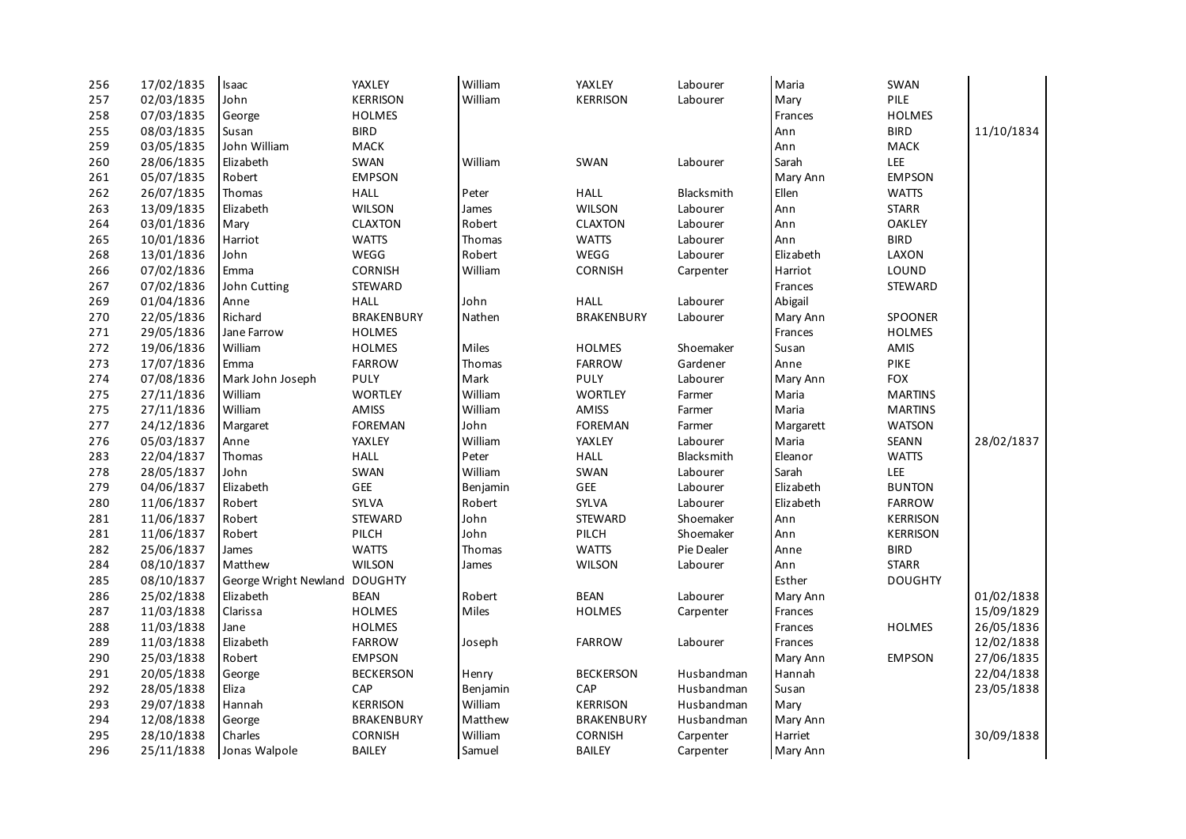| | | | | | | | | | |
|---|---|---|---|---|---|---|---|---|---|
| 256 | 17/02/1835 | Isaac | YAXLEY | William | YAXLEY | Labourer | Maria | SWAN | |
| 257 | 02/03/1835 | John | KERRISON | William | KERRISON | Labourer | Mary | PILE | |
| 258 | 07/03/1835 | George | HOLMES | | | | Frances | HOLMES | |
| 255 | 08/03/1835 | Susan | BIRD | | | | Ann | BIRD | 11/10/1834 |
| 259 | 03/05/1835 | John William | MACK | | | | Ann | MACK | |
| 260 | 28/06/1835 | Elizabeth | SWAN | William | SWAN | Labourer | Sarah | LEE | |
| 261 | 05/07/1835 | Robert | EMPSON | | | | Mary Ann | EMPSON | |
| 262 | 26/07/1835 | Thomas | HALL | Peter | HALL | Blacksmith | Ellen | WATTS | |
| 263 | 13/09/1835 | Elizabeth | WILSON | James | WILSON | Labourer | Ann | STARR | |
| 264 | 03/01/1836 | Mary | CLAXTON | Robert | CLAXTON | Labourer | Ann | OAKLEY | |
| 265 | 10/01/1836 | Harriot | WATTS | Thomas | WATTS | Labourer | Ann | BIRD | |
| 268 | 13/01/1836 | John | WEGG | Robert | WEGG | Labourer | Elizabeth | LAXON | |
| 266 | 07/02/1836 | Emma | CORNISH | William | CORNISH | Carpenter | Harriot | LOUND | |
| 267 | 07/02/1836 | John Cutting | STEWARD | | | | Frances | STEWARD | |
| 269 | 01/04/1836 | Anne | HALL | John | HALL | Labourer | Abigail | | |
| 270 | 22/05/1836 | Richard | BRAKENBURY | Nathen | BRAKENBURY | Labourer | Mary Ann | SPOONER | |
| 271 | 29/05/1836 | Jane Farrow | HOLMES | | | | Frances | HOLMES | |
| 272 | 19/06/1836 | William | HOLMES | Miles | HOLMES | Shoemaker | Susan | AMIS | |
| 273 | 17/07/1836 | Emma | FARROW | Thomas | FARROW | Gardener | Anne | PIKE | |
| 274 | 07/08/1836 | Mark John Joseph | PULY | Mark | PULY | Labourer | Mary Ann | FOX | |
| 275 | 27/11/1836 | William | WORTLEY | William | WORTLEY | Farmer | Maria | MARTINS | |
| 275 | 27/11/1836 | William | AMISS | William | AMISS | Farmer | Maria | MARTINS | |
| 277 | 24/12/1836 | Margaret | FOREMAN | John | FOREMAN | Farmer | Margarett | WATSON | |
| 276 | 05/03/1837 | Anne | YAXLEY | William | YAXLEY | Labourer | Maria | SEANN | 28/02/1837 |
| 283 | 22/04/1837 | Thomas | HALL | Peter | HALL | Blacksmith | Eleanor | WATTS | |
| 278 | 28/05/1837 | John | SWAN | William | SWAN | Labourer | Sarah | LEE | |
| 279 | 04/06/1837 | Elizabeth | GEE | Benjamin | GEE | Labourer | Elizabeth | BUNTON | |
| 280 | 11/06/1837 | Robert | SYLVA | Robert | SYLVA | Labourer | Elizabeth | FARROW | |
| 281 | 11/06/1837 | Robert | STEWARD | John | STEWARD | Shoemaker | Ann | KERRISON | |
| 281 | 11/06/1837 | Robert | PILCH | John | PILCH | Shoemaker | Ann | KERRISON | |
| 282 | 25/06/1837 | James | WATTS | Thomas | WATTS | Pie Dealer | Anne | BIRD | |
| 284 | 08/10/1837 | Matthew | WILSON | James | WILSON | Labourer | Ann | STARR | |
| 285 | 08/10/1837 | George Wright Newland | DOUGHTY | | | | Esther | DOUGHTY | |
| 286 | 25/02/1838 | Elizabeth | BEAN | Robert | BEAN | Labourer | Mary Ann | | 01/02/1838 |
| 287 | 11/03/1838 | Clarissa | HOLMES | Miles | HOLMES | Carpenter | Frances | | 15/09/1829 |
| 288 | 11/03/1838 | Jane | HOLMES | | | | Frances | HOLMES | 26/05/1836 |
| 289 | 11/03/1838 | Elizabeth | FARROW | Joseph | FARROW | Labourer | Frances | | 12/02/1838 |
| 290 | 25/03/1838 | Robert | EMPSON | | | | Mary Ann | EMPSON | 27/06/1835 |
| 291 | 20/05/1838 | George | BECKERSON | Henry | BECKERSON | Husbandman | Hannah | | 22/04/1838 |
| 292 | 28/05/1838 | Eliza | CAP | Benjamin | CAP | Husbandman | Susan | | 23/05/1838 |
| 293 | 29/07/1838 | Hannah | KERRISON | William | KERRISON | Husbandman | Mary | | |
| 294 | 12/08/1838 | George | BRAKENBURY | Matthew | BRAKENBURY | Husbandman | Mary Ann | | |
| 295 | 28/10/1838 | Charles | CORNISH | William | CORNISH | Carpenter | Harriet | | 30/09/1838 |
| 296 | 25/11/1838 | Jonas Walpole | BAILEY | Samuel | BAILEY | Carpenter | Mary Ann | | |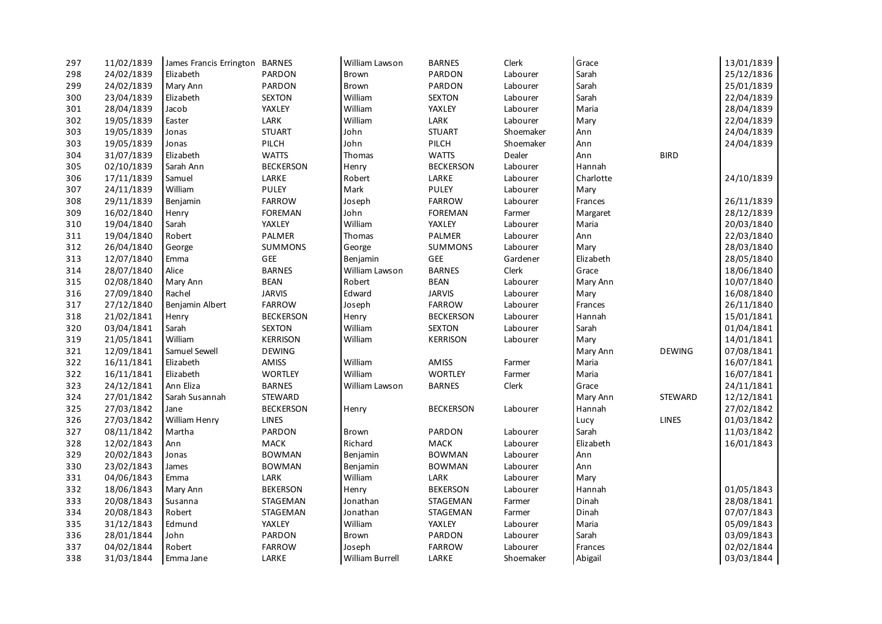| | | | | | | | | | |
|---|---|---|---|---|---|---|---|---|---|
| 297 | 11/02/1839 | James Francis Errington | BARNES | William Lawson | BARNES | Clerk | Grace | | 13/01/1839 |
| 298 | 24/02/1839 | Elizabeth | PARDON | Brown | PARDON | Labourer | Sarah | | 25/12/1836 |
| 299 | 24/02/1839 | Mary Ann | PARDON | Brown | PARDON | Labourer | Sarah | | 25/01/1839 |
| 300 | 23/04/1839 | Elizabeth | SEXTON | William | SEXTON | Labourer | Sarah | | 22/04/1839 |
| 301 | 28/04/1839 | Jacob | YAXLEY | William | YAXLEY | Labourer | Maria | | 28/04/1839 |
| 302 | 19/05/1839 | Easter | LARK | William | LARK | Labourer | Mary | | 22/04/1839 |
| 303 | 19/05/1839 | Jonas | STUART | John | STUART | Shoemaker | Ann | | 24/04/1839 |
| 303 | 19/05/1839 | Jonas | PILCH | John | PILCH | Shoemaker | Ann | | 24/04/1839 |
| 304 | 31/07/1839 | Elizabeth | WATTS | Thomas | WATTS | Dealer | Ann | BIRD | |
| 305 | 02/10/1839 | Sarah Ann | BECKERSON | Henry | BECKERSON | Labourer | Hannah | | |
| 306 | 17/11/1839 | Samuel | LARKE | Robert | LARKE | Labourer | Charlotte | | 24/10/1839 |
| 307 | 24/11/1839 | William | PULEY | Mark | PULEY | Labourer | Mary | | |
| 308 | 29/11/1839 | Benjamin | FARROW | Joseph | FARROW | Labourer | Frances | | 26/11/1839 |
| 309 | 16/02/1840 | Henry | FOREMAN | John | FOREMAN | Farmer | Margaret | | 28/12/1839 |
| 310 | 19/04/1840 | Sarah | YAXLEY | William | YAXLEY | Labourer | Maria | | 20/03/1840 |
| 311 | 19/04/1840 | Robert | PALMER | Thomas | PALMER | Labourer | Ann | | 22/03/1840 |
| 312 | 26/04/1840 | George | SUMMONS | George | SUMMONS | Labourer | Mary | | 28/03/1840 |
| 313 | 12/07/1840 | Emma | GEE | Benjamin | GEE | Gardener | Elizabeth | | 28/05/1840 |
| 314 | 28/07/1840 | Alice | BARNES | William Lawson | BARNES | Clerk | Grace | | 18/06/1840 |
| 315 | 02/08/1840 | Mary Ann | BEAN | Robert | BEAN | Labourer | Mary Ann | | 10/07/1840 |
| 316 | 27/09/1840 | Rachel | JARVIS | Edward | JARVIS | Labourer | Mary | | 16/08/1840 |
| 317 | 27/12/1840 | Benjamin Albert | FARROW | Joseph | FARROW | Labourer | Frances | | 26/11/1840 |
| 318 | 21/02/1841 | Henry | BECKERSON | Henry | BECKERSON | Labourer | Hannah | | 15/01/1841 |
| 320 | 03/04/1841 | Sarah | SEXTON | William | SEXTON | Labourer | Sarah | | 01/04/1841 |
| 319 | 21/05/1841 | William | KERRISON | William | KERRISON | Labourer | Mary | | 14/01/1841 |
| 321 | 12/09/1841 | Samuel Sewell | DEWING | | | | Mary Ann | DEWING | 07/08/1841 |
| 322 | 16/11/1841 | Elizabeth | AMISS | William | AMISS | Farmer | Maria | | 16/07/1841 |
| 322 | 16/11/1841 | Elizabeth | WORTLEY | William | WORTLEY | Farmer | Maria | | 16/07/1841 |
| 323 | 24/12/1841 | Ann Eliza | BARNES | William Lawson | BARNES | Clerk | Grace | | 24/11/1841 |
| 324 | 27/01/1842 | Sarah Susannah | STEWARD | | | | Mary Ann | STEWARD | 12/12/1841 |
| 325 | 27/03/1842 | Jane | BECKERSON | Henry | BECKERSON | Labourer | Hannah | | 27/02/1842 |
| 326 | 27/03/1842 | William Henry | LINES | | | | Lucy | LINES | 01/03/1842 |
| 327 | 08/11/1842 | Martha | PARDON | Brown | PARDON | Labourer | Sarah | | 11/03/1842 |
| 328 | 12/02/1843 | Ann | MACK | Richard | MACK | Labourer | Elizabeth | | 16/01/1843 |
| 329 | 20/02/1843 | Jonas | BOWMAN | Benjamin | BOWMAN | Labourer | Ann | | |
| 330 | 23/02/1843 | James | BOWMAN | Benjamin | BOWMAN | Labourer | Ann | | |
| 331 | 04/06/1843 | Emma | LARK | William | LARK | Labourer | Mary | | |
| 332 | 18/06/1843 | Mary Ann | BEKERSON | Henry | BEKERSON | Labourer | Hannah | | 01/05/1843 |
| 333 | 20/08/1843 | Susanna | STAGEMAN | Jonathan | STAGEMAN | Farmer | Dinah | | 28/08/1841 |
| 334 | 20/08/1843 | Robert | STAGEMAN | Jonathan | STAGEMAN | Farmer | Dinah | | 07/07/1843 |
| 335 | 31/12/1843 | Edmund | YAXLEY | William | YAXLEY | Labourer | Maria | | 05/09/1843 |
| 336 | 28/01/1844 | John | PARDON | Brown | PARDON | Labourer | Sarah | | 03/09/1843 |
| 337 | 04/02/1844 | Robert | FARROW | Joseph | FARROW | Labourer | Frances | | 02/02/1844 |
| 338 | 31/03/1844 | Emma Jane | LARKE | William Burrell | LARKE | Shoemaker | Abigail | | 03/03/1844 |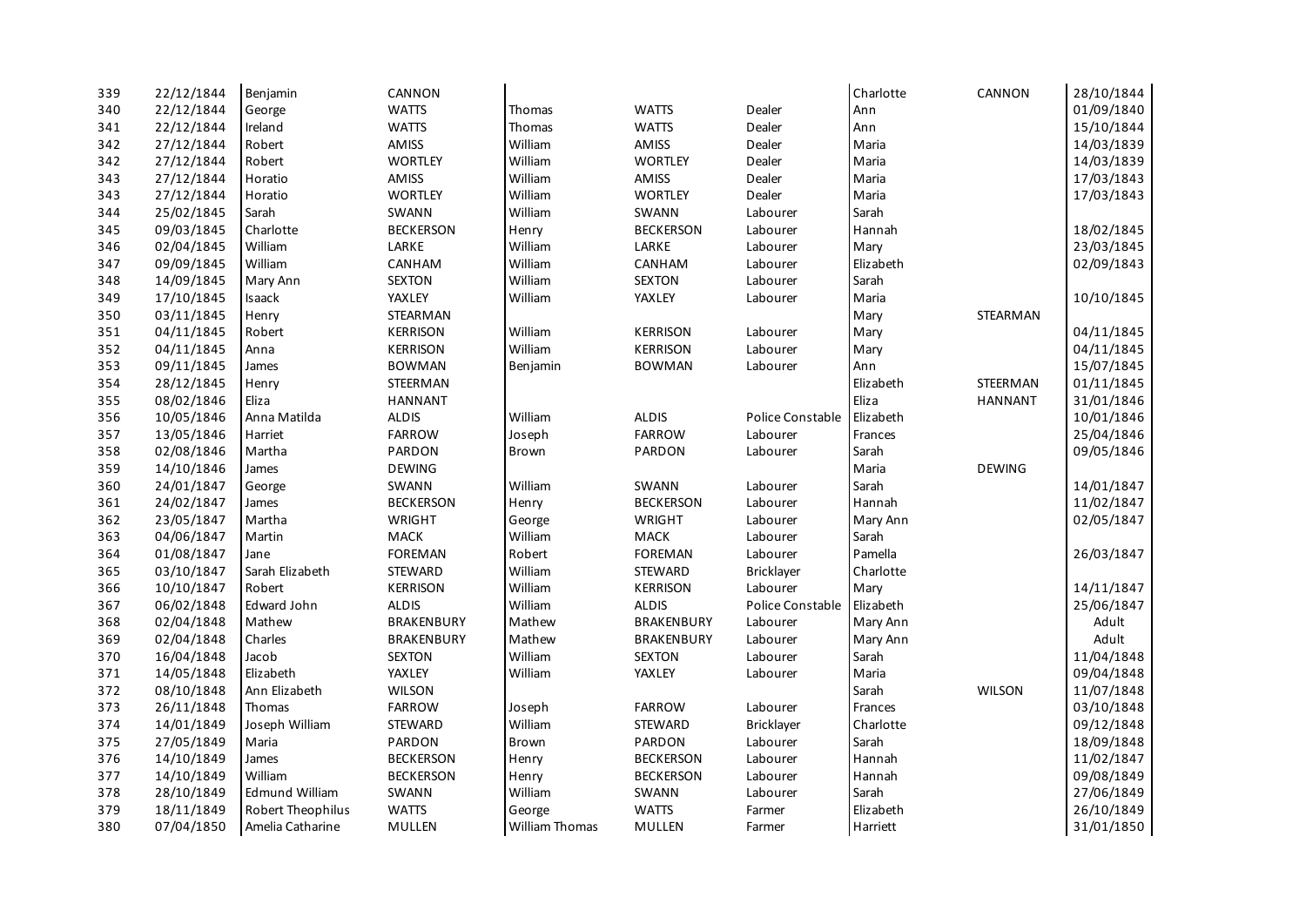| | | | | | | | | | |
|---|---|---|---|---|---|---|---|---|---|
| 339 | 22/12/1844 | Benjamin | CANNON | | | | Charlotte | CANNON | 28/10/1844 |
| 340 | 22/12/1844 | George | WATTS | Thomas | WATTS | Dealer | Ann | | 01/09/1840 |
| 341 | 22/12/1844 | Ireland | WATTS | Thomas | WATTS | Dealer | Ann | | 15/10/1844 |
| 342 | 27/12/1844 | Robert | AMISS | William | AMISS | Dealer | Maria | | 14/03/1839 |
| 342 | 27/12/1844 | Robert | WORTLEY | William | WORTLEY | Dealer | Maria | | 14/03/1839 |
| 343 | 27/12/1844 | Horatio | AMISS | William | AMISS | Dealer | Maria | | 17/03/1843 |
| 343 | 27/12/1844 | Horatio | WORTLEY | William | WORTLEY | Dealer | Maria | | 17/03/1843 |
| 344 | 25/02/1845 | Sarah | SWANN | William | SWANN | Labourer | Sarah | | |
| 345 | 09/03/1845 | Charlotte | BECKERSON | Henry | BECKERSON | Labourer | Hannah | | 18/02/1845 |
| 346 | 02/04/1845 | William | LARKE | William | LARKE | Labourer | Mary | | 23/03/1845 |
| 347 | 09/09/1845 | William | CANHAM | William | CANHAM | Labourer | Elizabeth | | 02/09/1843 |
| 348 | 14/09/1845 | Mary Ann | SEXTON | William | SEXTON | Labourer | Sarah | | |
| 349 | 17/10/1845 | Isaack | YAXLEY | William | YAXLEY | Labourer | Maria | | 10/10/1845 |
| 350 | 03/11/1845 | Henry | STEARMAN | | | | Mary | STEARMAN | |
| 351 | 04/11/1845 | Robert | KERRISON | William | KERRISON | Labourer | Mary | | 04/11/1845 |
| 352 | 04/11/1845 | Anna | KERRISON | William | KERRISON | Labourer | Mary | | 04/11/1845 |
| 353 | 09/11/1845 | James | BOWMAN | Benjamin | BOWMAN | Labourer | Ann | | 15/07/1845 |
| 354 | 28/12/1845 | Henry | STEERMAN | | | | Elizabeth | STEERMAN | 01/11/1845 |
| 355 | 08/02/1846 | Eliza | HANNANT | | | | Eliza | HANNANT | 31/01/1846 |
| 356 | 10/05/1846 | Anna Matilda | ALDIS | William | ALDIS | Police Constable | Elizabeth | | 10/01/1846 |
| 357 | 13/05/1846 | Harriet | FARROW | Joseph | FARROW | Labourer | Frances | | 25/04/1846 |
| 358 | 02/08/1846 | Martha | PARDON | Brown | PARDON | Labourer | Sarah | | 09/05/1846 |
| 359 | 14/10/1846 | James | DEWING | | | | Maria | DEWING | |
| 360 | 24/01/1847 | George | SWANN | William | SWANN | Labourer | Sarah | | 14/01/1847 |
| 361 | 24/02/1847 | James | BECKERSON | Henry | BECKERSON | Labourer | Hannah | | 11/02/1847 |
| 362 | 23/05/1847 | Martha | WRIGHT | George | WRIGHT | Labourer | Mary Ann | | 02/05/1847 |
| 363 | 04/06/1847 | Martin | MACK | William | MACK | Labourer | Sarah | | |
| 364 | 01/08/1847 | Jane | FOREMAN | Robert | FOREMAN | Labourer | Pamella | | 26/03/1847 |
| 365 | 03/10/1847 | Sarah Elizabeth | STEWARD | William | STEWARD | Bricklayer | Charlotte | | |
| 366 | 10/10/1847 | Robert | KERRISON | William | KERRISON | Labourer | Mary | | 14/11/1847 |
| 367 | 06/02/1848 | Edward John | ALDIS | William | ALDIS | Police Constable | Elizabeth | | 25/06/1847 |
| 368 | 02/04/1848 | Mathew | BRAKENBURY | Mathew | BRAKENBURY | Labourer | Mary Ann | | Adult |
| 369 | 02/04/1848 | Charles | BRAKENBURY | Mathew | BRAKENBURY | Labourer | Mary Ann | | Adult |
| 370 | 16/04/1848 | Jacob | SEXTON | William | SEXTON | Labourer | Sarah | | 11/04/1848 |
| 371 | 14/05/1848 | Elizabeth | YAXLEY | William | YAXLEY | Labourer | Maria | | 09/04/1848 |
| 372 | 08/10/1848 | Ann Elizabeth | WILSON | | | | Sarah | WILSON | 11/07/1848 |
| 373 | 26/11/1848 | Thomas | FARROW | Joseph | FARROW | Labourer | Frances | | 03/10/1848 |
| 374 | 14/01/1849 | Joseph William | STEWARD | William | STEWARD | Bricklayer | Charlotte | | 09/12/1848 |
| 375 | 27/05/1849 | Maria | PARDON | Brown | PARDON | Labourer | Sarah | | 18/09/1848 |
| 376 | 14/10/1849 | James | BECKERSON | Henry | BECKERSON | Labourer | Hannah | | 11/02/1847 |
| 377 | 14/10/1849 | William | BECKERSON | Henry | BECKERSON | Labourer | Hannah | | 09/08/1849 |
| 378 | 28/10/1849 | Edmund William | SWANN | William | SWANN | Labourer | Sarah | | 27/06/1849 |
| 379 | 18/11/1849 | Robert Theophilus | WATTS | George | WATTS | Farmer | Elizabeth | | 26/10/1849 |
| 380 | 07/04/1850 | Amelia Catharine | MULLEN | William Thomas | MULLEN | Farmer | Harriett | | 31/01/1850 |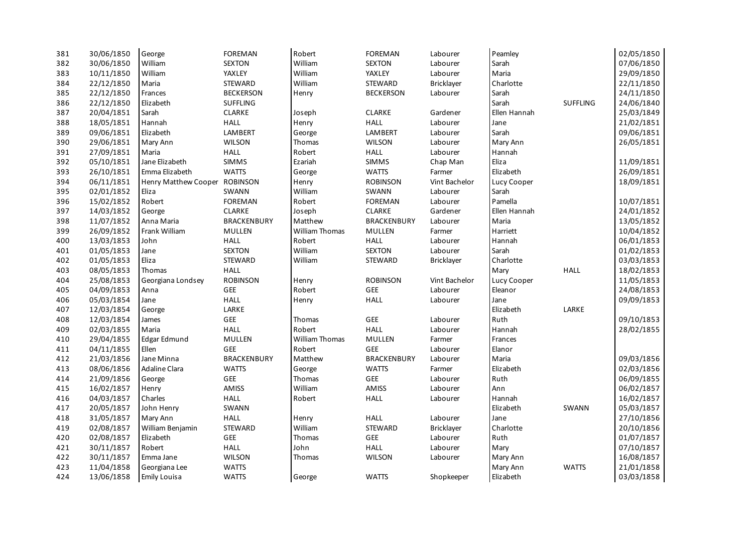| | | | | | | | | | |
|---|---|---|---|---|---|---|---|---|---|
| 381 | 30/06/1850 | George | FOREMAN | Robert | FOREMAN | Labourer | Peamley | | 02/05/1850 |
| 382 | 30/06/1850 | William | SEXTON | William | SEXTON | Labourer | Sarah | | 07/06/1850 |
| 383 | 10/11/1850 | William | YAXLEY | William | YAXLEY | Labourer | Maria | | 29/09/1850 |
| 384 | 22/12/1850 | Maria | STEWARD | William | STEWARD | Bricklayer | Charlotte | | 22/11/1850 |
| 385 | 22/12/1850 | Frances | BECKERSON | Henry | BECKERSON | Labourer | Sarah | | 24/11/1850 |
| 386 | 22/12/1850 | Elizabeth | SUFFLING | | | | Sarah | SUFFLING | 24/06/1840 |
| 387 | 20/04/1851 | Sarah | CLARKE | Joseph | CLARKE | Gardener | Ellen Hannah | | 25/03/1849 |
| 388 | 18/05/1851 | Hannah | HALL | Henry | HALL | Labourer | Jane | | 21/02/1851 |
| 389 | 09/06/1851 | Elizabeth | LAMBERT | George | LAMBERT | Labourer | Sarah | | 09/06/1851 |
| 390 | 29/06/1851 | Mary Ann | WILSON | Thomas | WILSON | Labourer | Mary Ann | | 26/05/1851 |
| 391 | 27/09/1851 | Maria | HALL | Robert | HALL | Labourer | Hannah | | |
| 392 | 05/10/1851 | Jane Elizabeth | SIMMS | Ezariah | SIMMS | Chap Man | Eliza | | 11/09/1851 |
| 393 | 26/10/1851 | Emma Elizabeth | WATTS | George | WATTS | Farmer | Elizabeth | | 26/09/1851 |
| 394 | 06/11/1851 | Henry Matthew Cooper | ROBINSON | Henry | ROBINSON | Vint Bachelor | Lucy Cooper | | 18/09/1851 |
| 395 | 02/01/1852 | Eliza | SWANN | William | SWANN | Labourer | Sarah | | |
| 396 | 15/02/1852 | Robert | FOREMAN | Robert | FOREMAN | Labourer | Pamella | | 10/07/1851 |
| 397 | 14/03/1852 | George | CLARKE | Joseph | CLARKE | Gardener | Ellen Hannah | | 24/01/1852 |
| 398 | 11/07/1852 | Anna Maria | BRACKENBURY | Matthew | BRACKENBURY | Labourer | Maria | | 13/05/1852 |
| 399 | 26/09/1852 | Frank William | MULLEN | William Thomas | MULLEN | Farmer | Harriett | | 10/04/1852 |
| 400 | 13/03/1853 | John | HALL | Robert | HALL | Labourer | Hannah | | 06/01/1853 |
| 401 | 01/05/1853 | Jane | SEXTON | William | SEXTON | Labourer | Sarah | | 01/02/1853 |
| 402 | 01/05/1853 | Eliza | STEWARD | William | STEWARD | Bricklayer | Charlotte | | 03/03/1853 |
| 403 | 08/05/1853 | Thomas | HALL | | | | Mary | HALL | 18/02/1853 |
| 404 | 25/08/1853 | Georgiana Londsey | ROBINSON | Henry | ROBINSON | Vint Bachelor | Lucy Cooper | | 11/05/1853 |
| 405 | 04/09/1853 | Anna | GEE | Robert | GEE | Labourer | Eleanor | | 24/08/1853 |
| 406 | 05/03/1854 | Jane | HALL | Henry | HALL | Labourer | Jane | | 09/09/1853 |
| 407 | 12/03/1854 | George | LARKE | | | | Elizabeth | LARKE | |
| 408 | 12/03/1854 | James | GEE | Thomas | GEE | Labourer | Ruth | | 09/10/1853 |
| 409 | 02/03/1855 | Maria | HALL | Robert | HALL | Labourer | Hannah | | 28/02/1855 |
| 410 | 29/04/1855 | Edgar Edmund | MULLEN | William Thomas | MULLEN | Farmer | Frances | | |
| 411 | 04/11/1855 | Ellen | GEE | Robert | GEE | Labourer | Elanor | | |
| 412 | 21/03/1856 | Jane Minna | BRACKENBURY | Matthew | BRACKENBURY | Labourer | Maria | | 09/03/1856 |
| 413 | 08/06/1856 | Adaline Clara | WATTS | George | WATTS | Farmer | Elizabeth | | 02/03/1856 |
| 414 | 21/09/1856 | George | GEE | Thomas | GEE | Labourer | Ruth | | 06/09/1855 |
| 415 | 16/02/1857 | Henry | AMISS | William | AMISS | Labourer | Ann | | 06/02/1857 |
| 416 | 04/03/1857 | Charles | HALL | Robert | HALL | Labourer | Hannah | | 16/02/1857 |
| 417 | 20/05/1857 | John Henry | SWANN | | | | Elizabeth | SWANN | 05/03/1857 |
| 418 | 31/05/1857 | Mary Ann | HALL | Henry | HALL | Labourer | Jane | | 27/10/1856 |
| 419 | 02/08/1857 | William Benjamin | STEWARD | William | STEWARD | Bricklayer | Charlotte | | 20/10/1856 |
| 420 | 02/08/1857 | Elizabeth | GEE | Thomas | GEE | Labourer | Ruth | | 01/07/1857 |
| 421 | 30/11/1857 | Robert | HALL | John | HALL | Labourer | Mary | | 07/10/1857 |
| 422 | 30/11/1857 | Emma Jane | WILSON | Thomas | WILSON | Labourer | Mary Ann | | 16/08/1857 |
| 423 | 11/04/1858 | Georgiana Lee | WATTS | | | | Mary Ann | WATTS | 21/01/1858 |
| 424 | 13/06/1858 | Emily Louisa | WATTS | George | WATTS | Shopkeeper | Elizabeth | | 03/03/1858 |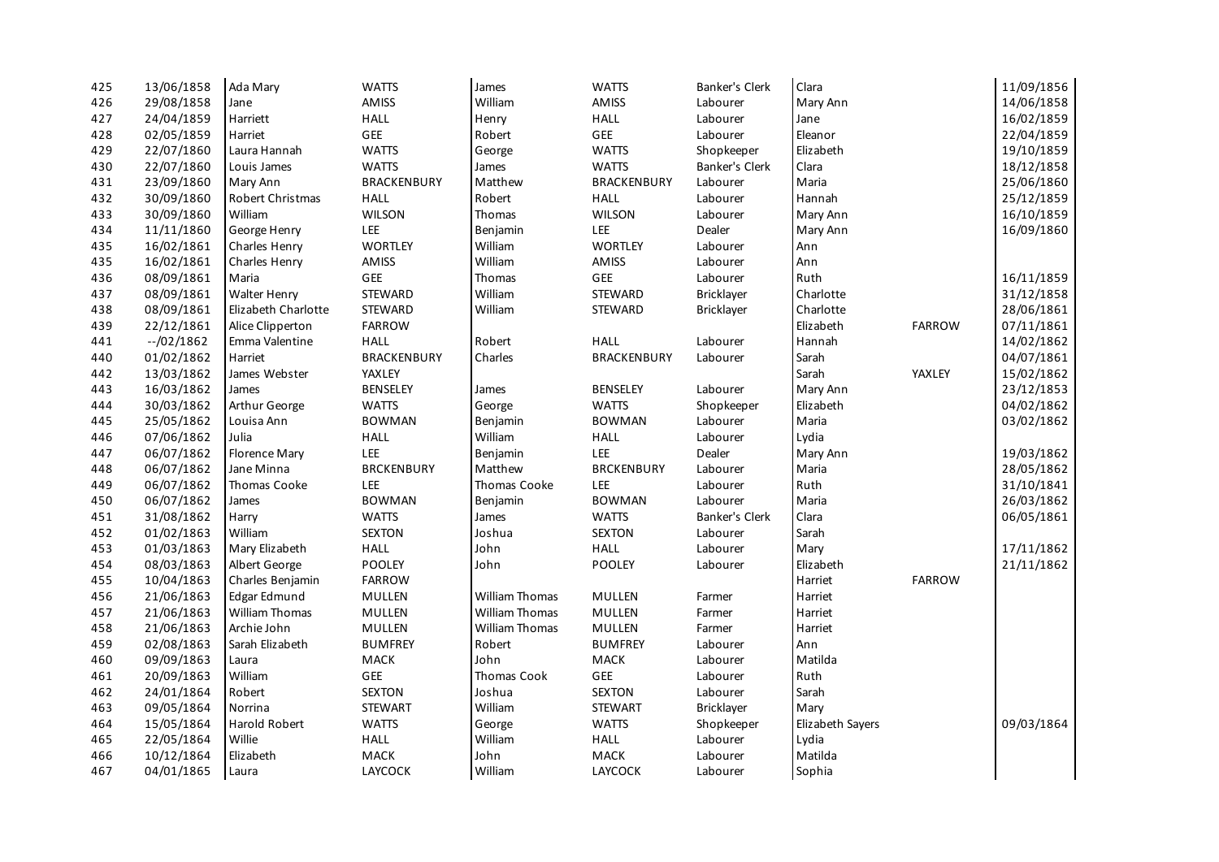| | | | | | | | | | |
|---|---|---|---|---|---|---|---|---|---|
| 425 | 13/06/1858 | Ada Mary | WATTS | James | WATTS | Banker's Clerk | Clara | | 11/09/1856 |
| 426 | 29/08/1858 | Jane | AMISS | William | AMISS | Labourer | Mary Ann | | 14/06/1858 |
| 427 | 24/04/1859 | Harriett | HALL | Henry | HALL | Labourer | Jane | | 16/02/1859 |
| 428 | 02/05/1859 | Harriet | GEE | Robert | GEE | Labourer | Eleanor | | 22/04/1859 |
| 429 | 22/07/1860 | Laura Hannah | WATTS | George | WATTS | Shopkeeper | Elizabeth | | 19/10/1859 |
| 430 | 22/07/1860 | Louis James | WATTS | James | WATTS | Banker's Clerk | Clara | | 18/12/1858 |
| 431 | 23/09/1860 | Mary Ann | BRACKENBURY | Matthew | BRACKENBURY | Labourer | Maria | | 25/06/1860 |
| 432 | 30/09/1860 | Robert Christmas | HALL | Robert | HALL | Labourer | Hannah | | 25/12/1859 |
| 433 | 30/09/1860 | William | WILSON | Thomas | WILSON | Labourer | Mary Ann | | 16/10/1859 |
| 434 | 11/11/1860 | George Henry | LEE | Benjamin | LEE | Dealer | Mary Ann | | 16/09/1860 |
| 435 | 16/02/1861 | Charles Henry | WORTLEY | William | WORTLEY | Labourer | Ann | | |
| 435 | 16/02/1861 | Charles Henry | AMISS | William | AMISS | Labourer | Ann | | |
| 436 | 08/09/1861 | Maria | GEE | Thomas | GEE | Labourer | Ruth | | 16/11/1859 |
| 437 | 08/09/1861 | Walter Henry | STEWARD | William | STEWARD | Bricklayer | Charlotte | | 31/12/1858 |
| 438 | 08/09/1861 | Elizabeth Charlotte | STEWARD | William | STEWARD | Bricklayer | Charlotte | | 28/06/1861 |
| 439 | 22/12/1861 | Alice Clipperton | FARROW | | | | Elizabeth | FARROW | 07/11/1861 |
| 441 | --/02/1862 | Emma Valentine | HALL | Robert | HALL | Labourer | Hannah | | 14/02/1862 |
| 440 | 01/02/1862 | Harriet | BRACKENBURY | Charles | BRACKENBURY | Labourer | Sarah | | 04/07/1861 |
| 442 | 13/03/1862 | James Webster | YAXLEY | | | | Sarah | YAXLEY | 15/02/1862 |
| 443 | 16/03/1862 | James | BENSELEY | James | BENSELEY | Labourer | Mary Ann | | 23/12/1853 |
| 444 | 30/03/1862 | Arthur George | WATTS | George | WATTS | Shopkeeper | Elizabeth | | 04/02/1862 |
| 445 | 25/05/1862 | Louisa Ann | BOWMAN | Benjamin | BOWMAN | Labourer | Maria | | 03/02/1862 |
| 446 | 07/06/1862 | Julia | HALL | William | HALL | Labourer | Lydia | | |
| 447 | 06/07/1862 | Florence Mary | LEE | Benjamin | LEE | Dealer | Mary Ann | | 19/03/1862 |
| 448 | 06/07/1862 | Jane Minna | BRCKENBURY | Matthew | BRCKENBURY | Labourer | Maria | | 28/05/1862 |
| 449 | 06/07/1862 | Thomas Cooke | LEE | Thomas Cooke | LEE | Labourer | Ruth | | 31/10/1841 |
| 450 | 06/07/1862 | James | BOWMAN | Benjamin | BOWMAN | Labourer | Maria | | 26/03/1862 |
| 451 | 31/08/1862 | Harry | WATTS | James | WATTS | Banker's Clerk | Clara | | 06/05/1861 |
| 452 | 01/02/1863 | William | SEXTON | Joshua | SEXTON | Labourer | Sarah | | |
| 453 | 01/03/1863 | Mary Elizabeth | HALL | John | HALL | Labourer | Mary | | 17/11/1862 |
| 454 | 08/03/1863 | Albert George | POOLEY | John | POOLEY | Labourer | Elizabeth | | 21/11/1862 |
| 455 | 10/04/1863 | Charles Benjamin | FARROW | | | | Harriet | FARROW | |
| 456 | 21/06/1863 | Edgar Edmund | MULLEN | William Thomas | MULLEN | Farmer | Harriet | | |
| 457 | 21/06/1863 | William Thomas | MULLEN | William Thomas | MULLEN | Farmer | Harriet | | |
| 458 | 21/06/1863 | Archie John | MULLEN | William Thomas | MULLEN | Farmer | Harriet | | |
| 459 | 02/08/1863 | Sarah Elizabeth | BUMFREY | Robert | BUMFREY | Labourer | Ann | | |
| 460 | 09/09/1863 | Laura | MACK | John | MACK | Labourer | Matilda | | |
| 461 | 20/09/1863 | William | GEE | Thomas Cook | GEE | Labourer | Ruth | | |
| 462 | 24/01/1864 | Robert | SEXTON | Joshua | SEXTON | Labourer | Sarah | | |
| 463 | 09/05/1864 | Norrina | STEWART | William | STEWART | Bricklayer | Mary | | |
| 464 | 15/05/1864 | Harold Robert | WATTS | George | WATTS | Shopkeeper | Elizabeth Sayers | | 09/03/1864 |
| 465 | 22/05/1864 | Willie | HALL | William | HALL | Labourer | Lydia | | |
| 466 | 10/12/1864 | Elizabeth | MACK | John | MACK | Labourer | Matilda | | |
| 467 | 04/01/1865 | Laura | LAYCOCK | William | LAYCOCK | Labourer | Sophia | | |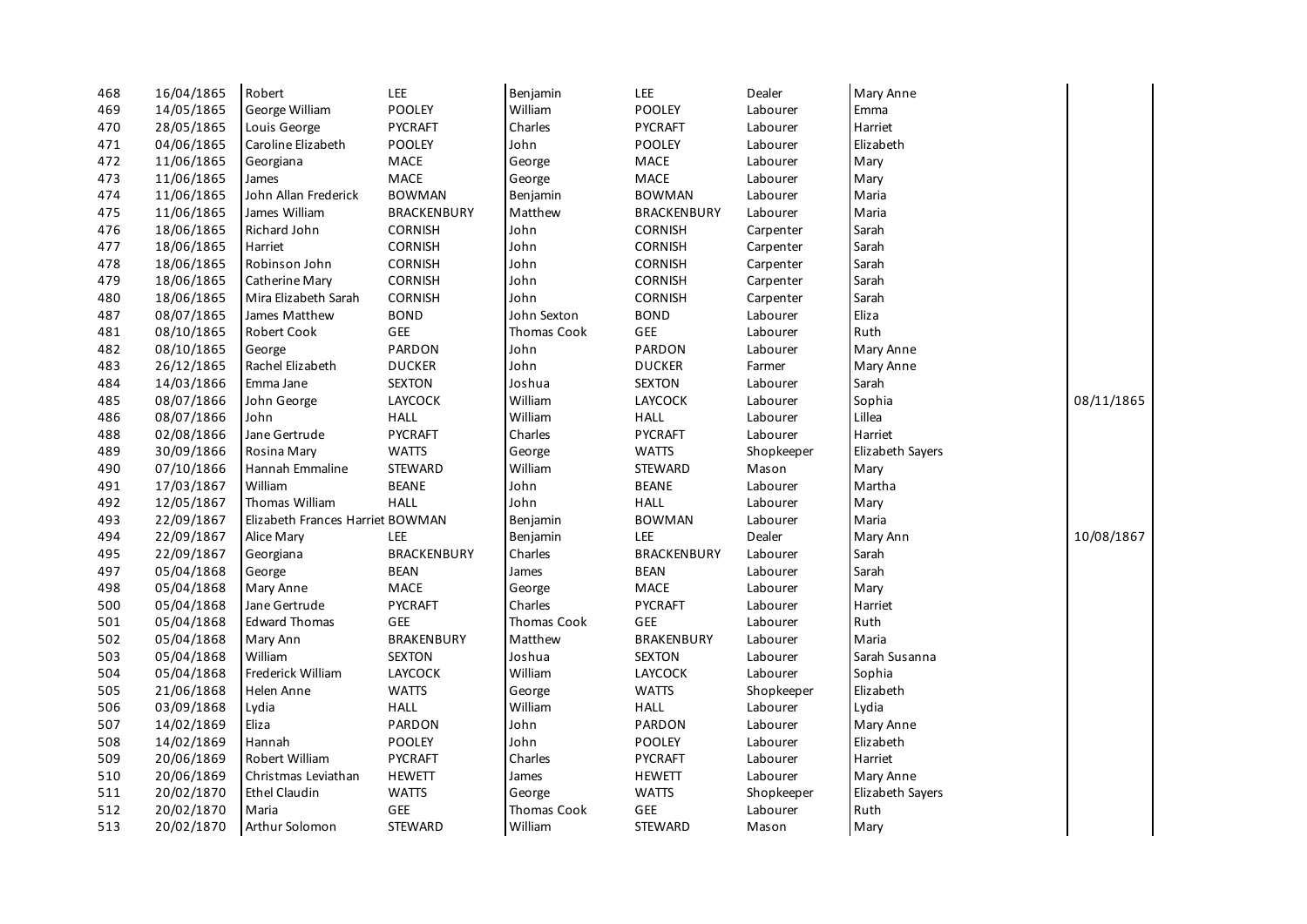| | | | | | | | | |
|---|---|---|---|---|---|---|---|---|
| 468 | 16/04/1865 | Robert | LEE | Benjamin | LEE | Dealer | Mary Anne | |
| 469 | 14/05/1865 | George William | POOLEY | William | POOLEY | Labourer | Emma | |
| 470 | 28/05/1865 | Louis George | PYCRAFT | Charles | PYCRAFT | Labourer | Harriet | |
| 471 | 04/06/1865 | Caroline Elizabeth | POOLEY | John | POOLEY | Labourer | Elizabeth | |
| 472 | 11/06/1865 | Georgiana | MACE | George | MACE | Labourer | Mary | |
| 473 | 11/06/1865 | James | MACE | George | MACE | Labourer | Mary | |
| 474 | 11/06/1865 | John Allan Frederick | BOWMAN | Benjamin | BOWMAN | Labourer | Maria | |
| 475 | 11/06/1865 | James William | BRACKENBURY | Matthew | BRACKENBURY | Labourer | Maria | |
| 476 | 18/06/1865 | Richard John | CORNISH | John | CORNISH | Carpenter | Sarah | |
| 477 | 18/06/1865 | Harriet | CORNISH | John | CORNISH | Carpenter | Sarah | |
| 478 | 18/06/1865 | Robinson John | CORNISH | John | CORNISH | Carpenter | Sarah | |
| 479 | 18/06/1865 | Catherine Mary | CORNISH | John | CORNISH | Carpenter | Sarah | |
| 480 | 18/06/1865 | Mira Elizabeth Sarah | CORNISH | John | CORNISH | Carpenter | Sarah | |
| 487 | 08/07/1865 | James Matthew | BOND | John Sexton | BOND | Labourer | Eliza | |
| 481 | 08/10/1865 | Robert Cook | GEE | Thomas Cook | GEE | Labourer | Ruth | |
| 482 | 08/10/1865 | George | PARDON | John | PARDON | Labourer | Mary Anne | |
| 483 | 26/12/1865 | Rachel Elizabeth | DUCKER | John | DUCKER | Farmer | Mary Anne | |
| 484 | 14/03/1866 | Emma Jane | SEXTON | Joshua | SEXTON | Labourer | Sarah | |
| 485 | 08/07/1866 | John George | LAYCOCK | William | LAYCOCK | Labourer | Sophia | 08/11/1865 |
| 486 | 08/07/1866 | John | HALL | William | HALL | Labourer | Lillea | |
| 488 | 02/08/1866 | Jane Gertrude | PYCRAFT | Charles | PYCRAFT | Labourer | Harriet | |
| 489 | 30/09/1866 | Rosina Mary | WATTS | George | WATTS | Shopkeeper | Elizabeth Sayers | |
| 490 | 07/10/1866 | Hannah Emmaline | STEWARD | William | STEWARD | Mason | Mary | |
| 491 | 17/03/1867 | William | BEANE | John | BEANE | Labourer | Martha | |
| 492 | 12/05/1867 | Thomas William | HALL | John | HALL | Labourer | Mary | |
| 493 | 22/09/1867 | Elizabeth Frances Harriet | BOWMAN | Benjamin | BOWMAN | Labourer | Maria | |
| 494 | 22/09/1867 | Alice Mary | LEE | Benjamin | LEE | Dealer | Mary Ann | 10/08/1867 |
| 495 | 22/09/1867 | Georgiana | BRACKENBURY | Charles | BRACKENBURY | Labourer | Sarah | |
| 497 | 05/04/1868 | George | BEAN | James | BEAN | Labourer | Sarah | |
| 498 | 05/04/1868 | Mary Anne | MACE | George | MACE | Labourer | Mary | |
| 500 | 05/04/1868 | Jane Gertrude | PYCRAFT | Charles | PYCRAFT | Labourer | Harriet | |
| 501 | 05/04/1868 | Edward Thomas | GEE | Thomas Cook | GEE | Labourer | Ruth | |
| 502 | 05/04/1868 | Mary Ann | BRAKENBURY | Matthew | BRAKENBURY | Labourer | Maria | |
| 503 | 05/04/1868 | William | SEXTON | Joshua | SEXTON | Labourer | Sarah Susanna | |
| 504 | 05/04/1868 | Frederick William | LAYCOCK | William | LAYCOCK | Labourer | Sophia | |
| 505 | 21/06/1868 | Helen Anne | WATTS | George | WATTS | Shopkeeper | Elizabeth | |
| 506 | 03/09/1868 | Lydia | HALL | William | HALL | Labourer | Lydia | |
| 507 | 14/02/1869 | Eliza | PARDON | John | PARDON | Labourer | Mary Anne | |
| 508 | 14/02/1869 | Hannah | POOLEY | John | POOLEY | Labourer | Elizabeth | |
| 509 | 20/06/1869 | Robert William | PYCRAFT | Charles | PYCRAFT | Labourer | Harriet | |
| 510 | 20/06/1869 | Christmas Leviathan | HEWETT | James | HEWETT | Labourer | Mary Anne | |
| 511 | 20/02/1870 | Ethel Claudin | WATTS | George | WATTS | Shopkeeper | Elizabeth Sayers | |
| 512 | 20/02/1870 | Maria | GEE | Thomas Cook | GEE | Labourer | Ruth | |
| 513 | 20/02/1870 | Arthur Solomon | STEWARD | William | STEWARD | Mason | Mary | |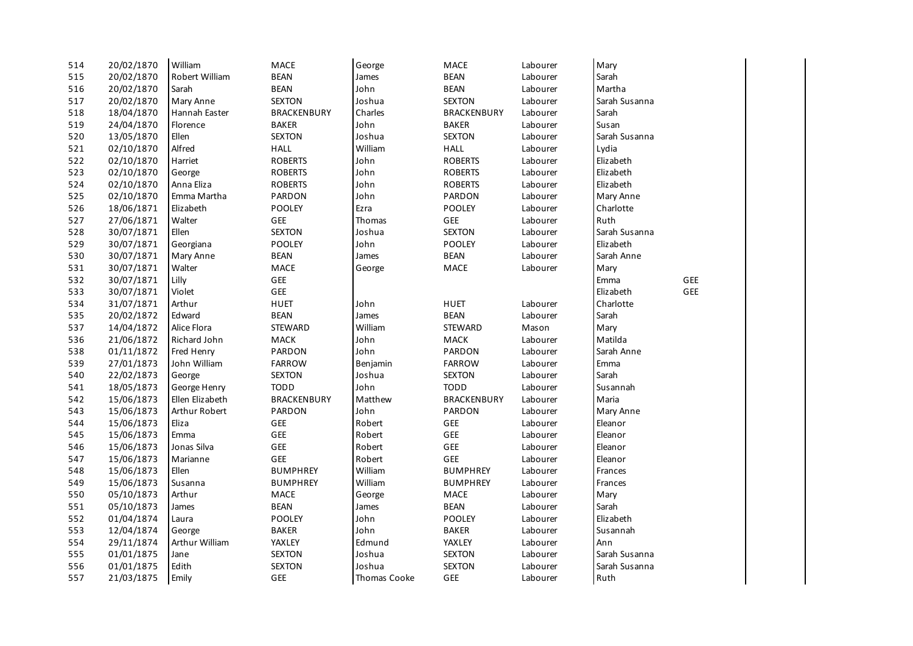| | | | | | | | | | |
|---|---|---|---|---|---|---|---|---|---|
| 514 | 20/02/1870 | William | MACE | George | MACE | Labourer | Mary | | |
| 515 | 20/02/1870 | Robert William | BEAN | James | BEAN | Labourer | Sarah | | |
| 516 | 20/02/1870 | Sarah | BEAN | John | BEAN | Labourer | Martha | | |
| 517 | 20/02/1870 | Mary Anne | SEXTON | Joshua | SEXTON | Labourer | Sarah Susanna | | |
| 518 | 18/04/1870 | Hannah Easter | BRACKENBURY | Charles | BRACKENBURY | Labourer | Sarah | | |
| 519 | 24/04/1870 | Florence | BAKER | John | BAKER | Labourer | Susan | | |
| 520 | 13/05/1870 | Ellen | SEXTON | Joshua | SEXTON | Labourer | Sarah Susanna | | |
| 521 | 02/10/1870 | Alfred | HALL | William | HALL | Labourer | Lydia | | |
| 522 | 02/10/1870 | Harriet | ROBERTS | John | ROBERTS | Labourer | Elizabeth | | |
| 523 | 02/10/1870 | George | ROBERTS | John | ROBERTS | Labourer | Elizabeth | | |
| 524 | 02/10/1870 | Anna Eliza | ROBERTS | John | ROBERTS | Labourer | Elizabeth | | |
| 525 | 02/10/1870 | Emma Martha | PARDON | John | PARDON | Labourer | Mary Anne | | |
| 526 | 18/06/1871 | Elizabeth | POOLEY | Ezra | POOLEY | Labourer | Charlotte | | |
| 527 | 27/06/1871 | Walter | GEE | Thomas | GEE | Labourer | Ruth | | |
| 528 | 30/07/1871 | Ellen | SEXTON | Joshua | SEXTON | Labourer | Sarah Susanna | | |
| 529 | 30/07/1871 | Georgiana | POOLEY | John | POOLEY | Labourer | Elizabeth | | |
| 530 | 30/07/1871 | Mary Anne | BEAN | James | BEAN | Labourer | Sarah Anne | | |
| 531 | 30/07/1871 | Walter | MACE | George | MACE | Labourer | Mary | | |
| 532 | 30/07/1871 | Lilly | GEE | | | | Emma | GEE | |
| 533 | 30/07/1871 | Violet | GEE | | | | Elizabeth | GEE | |
| 534 | 31/07/1871 | Arthur | HUET | John | HUET | Labourer | Charlotte | | |
| 535 | 20/02/1872 | Edward | BEAN | James | BEAN | Labourer | Sarah | | |
| 537 | 14/04/1872 | Alice Flora | STEWARD | William | STEWARD | Mason | Mary | | |
| 536 | 21/06/1872 | Richard John | MACK | John | MACK | Labourer | Matilda | | |
| 538 | 01/11/1872 | Fred Henry | PARDON | John | PARDON | Labourer | Sarah Anne | | |
| 539 | 27/01/1873 | John William | FARROW | Benjamin | FARROW | Labourer | Emma | | |
| 540 | 22/02/1873 | George | SEXTON | Joshua | SEXTON | Labourer | Sarah | | |
| 541 | 18/05/1873 | George Henry | TODD | John | TODD | Labourer | Susannah | | |
| 542 | 15/06/1873 | Ellen Elizabeth | BRACKENBURY | Matthew | BRACKENBURY | Labourer | Maria | | |
| 543 | 15/06/1873 | Arthur Robert | PARDON | John | PARDON | Labourer | Mary Anne | | |
| 544 | 15/06/1873 | Eliza | GEE | Robert | GEE | Labourer | Eleanor | | |
| 545 | 15/06/1873 | Emma | GEE | Robert | GEE | Labourer | Eleanor | | |
| 546 | 15/06/1873 | Jonas Silva | GEE | Robert | GEE | Labourer | Eleanor | | |
| 547 | 15/06/1873 | Marianne | GEE | Robert | GEE | Labourer | Eleanor | | |
| 548 | 15/06/1873 | Ellen | BUMPHREY | William | BUMPHREY | Labourer | Frances | | |
| 549 | 15/06/1873 | Susanna | BUMPHREY | William | BUMPHREY | Labourer | Frances | | |
| 550 | 05/10/1873 | Arthur | MACE | George | MACE | Labourer | Mary | | |
| 551 | 05/10/1873 | James | BEAN | James | BEAN | Labourer | Sarah | | |
| 552 | 01/04/1874 | Laura | POOLEY | John | POOLEY | Labourer | Elizabeth | | |
| 553 | 12/04/1874 | George | BAKER | John | BAKER | Labourer | Susannah | | |
| 554 | 29/11/1874 | Arthur William | YAXLEY | Edmund | YAXLEY | Labourer | Ann | | |
| 555 | 01/01/1875 | Jane | SEXTON | Joshua | SEXTON | Labourer | Sarah Susanna | | |
| 556 | 01/01/1875 | Edith | SEXTON | Joshua | SEXTON | Labourer | Sarah Susanna | | |
| 557 | 21/03/1875 | Emily | GEE | Thomas Cooke | GEE | Labourer | Ruth | | |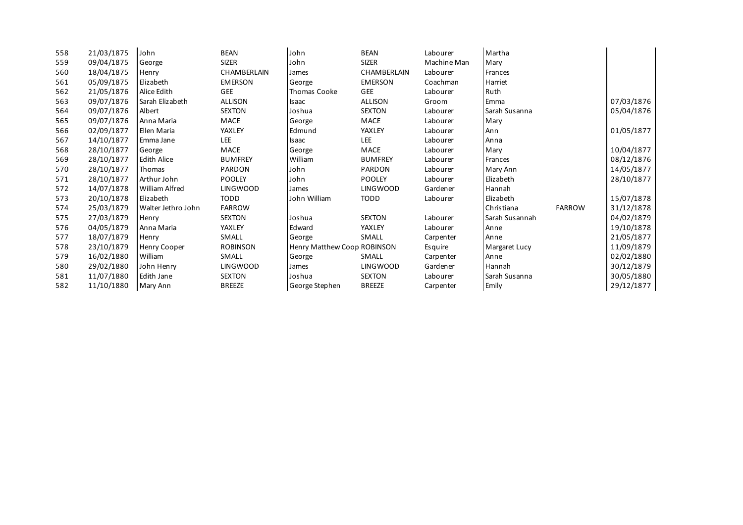| | | | | | | | | | |
|---|---|---|---|---|---|---|---|---|---|
| 558 | 21/03/1875 | John | BEAN | John | BEAN | Labourer | Martha | | |
| 559 | 09/04/1875 | George | SIZER | John | SIZER | Machine Man | Mary | | |
| 560 | 18/04/1875 | Henry | CHAMBERLAIN | James | CHAMBERLAIN | Labourer | Frances | | |
| 561 | 05/09/1875 | Elizabeth | EMERSON | George | EMERSON | Coachman | Harriet | | |
| 562 | 21/05/1876 | Alice Edith | GEE | Thomas Cooke | GEE | Labourer | Ruth | | |
| 563 | 09/07/1876 | Sarah Elizabeth | ALLISON | Isaac | ALLISON | Groom | Emma | | 07/03/1876 |
| 564 | 09/07/1876 | Albert | SEXTON | Joshua | SEXTON | Labourer | Sarah Susanna | | 05/04/1876 |
| 565 | 09/07/1876 | Anna Maria | MACE | George | MACE | Labourer | Mary | | |
| 566 | 02/09/1877 | Ellen Maria | YAXLEY | Edmund | YAXLEY | Labourer | Ann | | 01/05/1877 |
| 567 | 14/10/1877 | Emma Jane | LEE | Isaac | LEE | Labourer | Anna | | |
| 568 | 28/10/1877 | George | MACE | George | MACE | Labourer | Mary | | 10/04/1877 |
| 569 | 28/10/1877 | Edith Alice | BUMFREY | William | BUMFREY | Labourer | Frances | | 08/12/1876 |
| 570 | 28/10/1877 | Thomas | PARDON | John | PARDON | Labourer | Mary Ann | | 14/05/1877 |
| 571 | 28/10/1877 | Arthur John | POOLEY | John | POOLEY | Labourer | Elizabeth | | 28/10/1877 |
| 572 | 14/07/1878 | William Alfred | LINGWOOD | James | LINGWOOD | Gardener | Hannah | | |
| 573 | 20/10/1878 | Elizabeth | TODD | John William | TODD | Labourer | Elizabeth | | 15/07/1878 |
| 574 | 25/03/1879 | Walter Jethro John | FARROW | | | | Christiana | FARROW | 31/12/1878 |
| 575 | 27/03/1879 | Henry | SEXTON | Joshua | SEXTON | Labourer | Sarah Susannah | | 04/02/1879 |
| 576 | 04/05/1879 | Anna Maria | YAXLEY | Edward | YAXLEY | Labourer | Anne | | 19/10/1878 |
| 577 | 18/07/1879 | Henry | SMALL | George | SMALL | Carpenter | Anne | | 21/05/1877 |
| 578 | 23/10/1879 | Henry Cooper | ROBINSON | Henry Matthew Coop | ROBINSON | Esquire | Margaret Lucy | | 11/09/1879 |
| 579 | 16/02/1880 | William | SMALL | George | SMALL | Carpenter | Anne | | 02/02/1880 |
| 580 | 29/02/1880 | John Henry | LINGWOOD | James | LINGWOOD | Gardener | Hannah | | 30/12/1879 |
| 581 | 11/07/1880 | Edith Jane | SEXTON | Joshua | SEXTON | Labourer | Sarah Susanna | | 30/05/1880 |
| 582 | 11/10/1880 | Mary Ann | BREEZE | George Stephen | BREEZE | Carpenter | Emily | | 29/12/1877 |